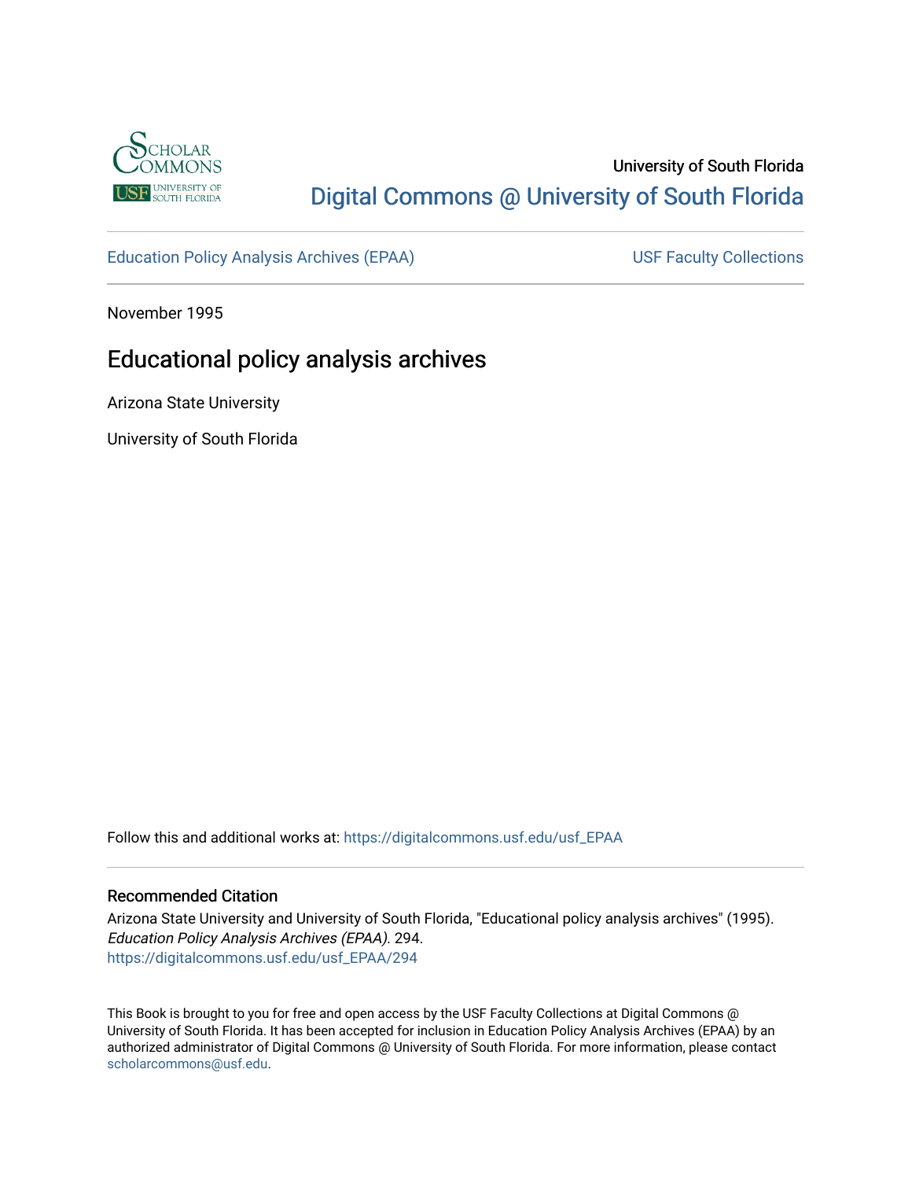University of South Florida

[Digital Commons @ University of South Florida](https://digitalcommons.usf.edu)

Education Policy Analysis Archives (EPAA)

USF Faculty Collections

November 1995

# Educational policy analysis archives

Arizona State University

University of South Florida

Follow this and additional works at: https://digitalcommons.usf.edu/usf_EPAA

## Recommended Citation

Arizona State University and University of South Florida, "Educational policy analysis archives" (1995). *Education Policy Analysis Archives (EPAA)*. 294.
https://digitalcommons.usf.edu/usf_EPAA/294

This Book is brought to you for free and open access by the USF Faculty Collections at Digital Commons @ University of South Florida. It has been accepted for inclusion in Education Policy Analysis Archives (EPAA) by an authorized administrator of Digital Commons @ University of South Florida. For more information, please contact scholarcommons@usf.edu.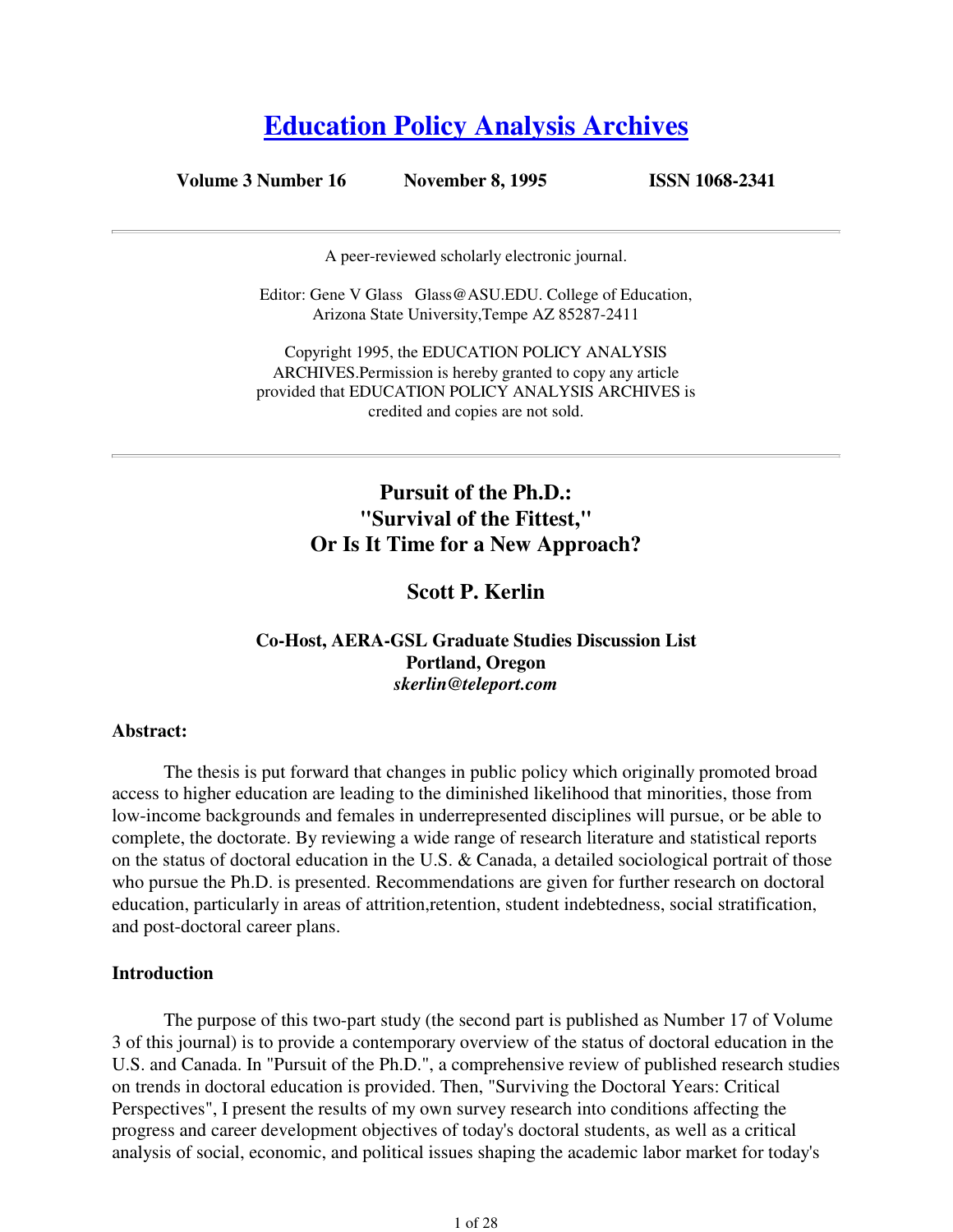# Education Policy Analysis Archives

**Volume 3 Number 16 November 8, 1995 ISSN 1068-2341**

---

A peer-reviewed scholarly electronic journal.

Editor: Gene V Glass Glass@ASU.EDU. College of Education, Arizona State University,Tempe AZ 85287-2411

Copyright 1995, the EDUCATION POLICY ANALYSIS ARCHIVES.Permission is hereby granted to copy any article provided that EDUCATION POLICY ANALYSIS ARCHIVES is credited and copies are not sold.

---

## Pursuit of the Ph.D.: "Survival of the Fittest," Or Is It Time for a New Approach?

### Scott P. Kerlin

**Co-Host, AERA-GSL Graduate Studies Discussion List**
**Portland, Oregon**
***skerlin@teleport.com***

**Abstract:**

The thesis is put forward that changes in public policy which originally promoted broad access to higher education are leading to the diminished likelihood that minorities, those from low-income backgrounds and females in underrepresented disciplines will pursue, or be able to complete, the doctorate. By reviewing a wide range of research literature and statistical reports on the status of doctoral education in the U.S. & Canada, a detailed sociological portrait of those who pursue the Ph.D. is presented. Recommendations are given for further research on doctoral education, particularly in areas of attrition,retention, student indebtedness, social stratification, and post-doctoral career plans.

**Introduction**

The purpose of this two-part study (the second part is published as Number 17 of Volume 3 of this journal) is to provide a contemporary overview of the status of doctoral education in the U.S. and Canada. In "Pursuit of the Ph.D.", a comprehensive review of published research studies on trends in doctoral education is provided. Then, "Surviving the Doctoral Years: Critical Perspectives", I present the results of my own survey research into conditions affecting the progress and career development objectives of today's doctoral students, as well as a critical analysis of social, economic, and political issues shaping the academic labor market for today's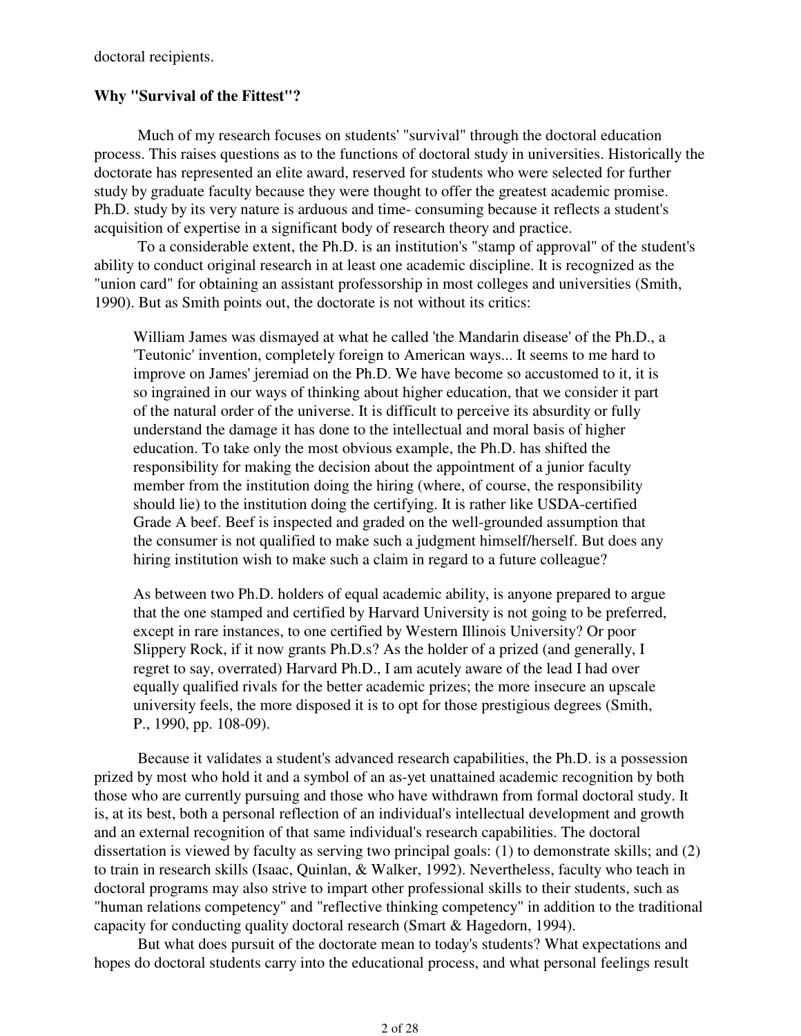doctoral recipients.

**Why "Survival of the Fittest"?**

Much of my research focuses on students' "survival" through the doctoral education process. This raises questions as to the functions of doctoral study in universities. Historically the doctorate has represented an elite award, reserved for students who were selected for further study by graduate faculty because they were thought to offer the greatest academic promise. Ph.D. study by its very nature is arduous and time- consuming because it reflects a student's acquisition of expertise in a significant body of research theory and practice.

To a considerable extent, the Ph.D. is an institution's "stamp of approval" of the student's ability to conduct original research in at least one academic discipline. It is recognized as the "union card" for obtaining an assistant professorship in most colleges and universities (Smith, 1990). But as Smith points out, the doctorate is not without its critics:

> William James was dismayed at what he called 'the Mandarin disease' of the Ph.D., a 'Teutonic' invention, completely foreign to American ways... It seems to me hard to improve on James' jeremiad on the Ph.D. We have become so accustomed to it, it is so ingrained in our ways of thinking about higher education, that we consider it part of the natural order of the universe. It is difficult to perceive its absurdity or fully understand the damage it has done to the intellectual and moral basis of higher education. To take only the most obvious example, the Ph.D. has shifted the responsibility for making the decision about the appointment of a junior faculty member from the institution doing the hiring (where, of course, the responsibility should lie) to the institution doing the certifying. It is rather like USDA-certified Grade A beef. Beef is inspected and graded on the well-grounded assumption that the consumer is not qualified to make such a judgment himself/herself. But does any hiring institution wish to make such a claim in regard to a future colleague?
>
> As between two Ph.D. holders of equal academic ability, is anyone prepared to argue that the one stamped and certified by Harvard University is not going to be preferred, except in rare instances, to one certified by Western Illinois University? Or poor Slippery Rock, if it now grants Ph.D.s? As the holder of a prized (and generally, I regret to say, overrated) Harvard Ph.D., I am acutely aware of the lead I had over equally qualified rivals for the better academic prizes; the more insecure an upscale university feels, the more disposed it is to opt for those prestigious degrees (Smith, P., 1990, pp. 108-09).

Because it validates a student's advanced research capabilities, the Ph.D. is a possession prized by most who hold it and a symbol of an as-yet unattained academic recognition by both those who are currently pursuing and those who have withdrawn from formal doctoral study. It is, at its best, both a personal reflection of an individual's intellectual development and growth and an external recognition of that same individual's research capabilities. The doctoral dissertation is viewed by faculty as serving two principal goals: (1) to demonstrate skills; and (2) to train in research skills (Isaac, Quinlan, & Walker, 1992). Nevertheless, faculty who teach in doctoral programs may also strive to impart other professional skills to their students, such as "human relations competency" and "reflective thinking competency" in addition to the traditional capacity for conducting quality doctoral research (Smart & Hagedorn, 1994).

But what does pursuit of the doctorate mean to today's students? What expectations and hopes do doctoral students carry into the educational process, and what personal feelings result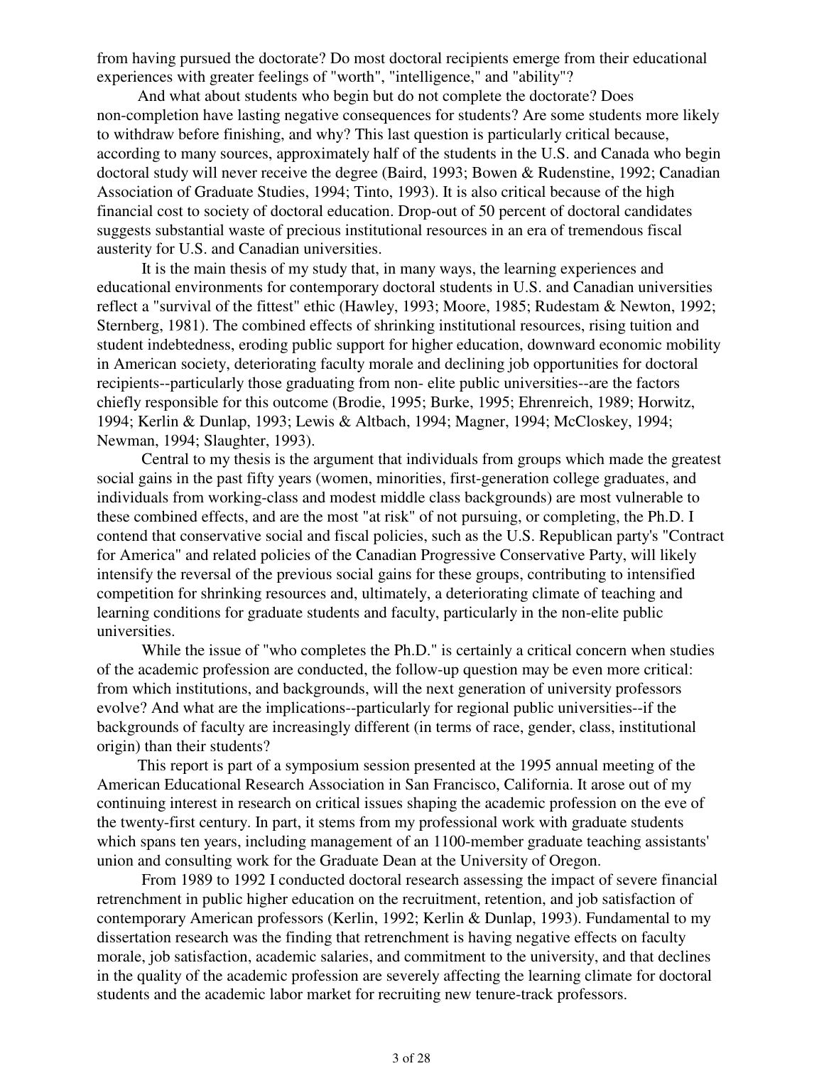from having pursued the doctorate? Do most doctoral recipients emerge from their educational experiences with greater feelings of "worth", "intelligence," and "ability"?

And what about students who begin but do not complete the doctorate? Does non-completion have lasting negative consequences for students? Are some students more likely to withdraw before finishing, and why? This last question is particularly critical because, according to many sources, approximately half of the students in the U.S. and Canada who begin doctoral study will never receive the degree (Baird, 1993; Bowen & Rudenstine, 1992; Canadian Association of Graduate Studies, 1994; Tinto, 1993). It is also critical because of the high financial cost to society of doctoral education. Drop-out of 50 percent of doctoral candidates suggests substantial waste of precious institutional resources in an era of tremendous fiscal austerity for U.S. and Canadian universities.

It is the main thesis of my study that, in many ways, the learning experiences and educational environments for contemporary doctoral students in U.S. and Canadian universities reflect a "survival of the fittest" ethic (Hawley, 1993; Moore, 1985; Rudestam & Newton, 1992; Sternberg, 1981). The combined effects of shrinking institutional resources, rising tuition and student indebtedness, eroding public support for higher education, downward economic mobility in American society, deteriorating faculty morale and declining job opportunities for doctoral recipients--particularly those graduating from non- elite public universities--are the factors chiefly responsible for this outcome (Brodie, 1995; Burke, 1995; Ehrenreich, 1989; Horwitz, 1994; Kerlin & Dunlap, 1993; Lewis & Altbach, 1994; Magner, 1994; McCloskey, 1994; Newman, 1994; Slaughter, 1993).

Central to my thesis is the argument that individuals from groups which made the greatest social gains in the past fifty years (women, minorities, first-generation college graduates, and individuals from working-class and modest middle class backgrounds) are most vulnerable to these combined effects, and are the most "at risk" of not pursuing, or completing, the Ph.D. I contend that conservative social and fiscal policies, such as the U.S. Republican party's "Contract for America" and related policies of the Canadian Progressive Conservative Party, will likely intensify the reversal of the previous social gains for these groups, contributing to intensified competition for shrinking resources and, ultimately, a deteriorating climate of teaching and learning conditions for graduate students and faculty, particularly in the non-elite public universities.

While the issue of "who completes the Ph.D." is certainly a critical concern when studies of the academic profession are conducted, the follow-up question may be even more critical: from which institutions, and backgrounds, will the next generation of university professors evolve? And what are the implications--particularly for regional public universities--if the backgrounds of faculty are increasingly different (in terms of race, gender, class, institutional origin) than their students?

This report is part of a symposium session presented at the 1995 annual meeting of the American Educational Research Association in San Francisco, California. It arose out of my continuing interest in research on critical issues shaping the academic profession on the eve of the twenty-first century. In part, it stems from my professional work with graduate students which spans ten years, including management of an 1100-member graduate teaching assistants' union and consulting work for the Graduate Dean at the University of Oregon.

From 1989 to 1992 I conducted doctoral research assessing the impact of severe financial retrenchment in public higher education on the recruitment, retention, and job satisfaction of contemporary American professors (Kerlin, 1992; Kerlin & Dunlap, 1993). Fundamental to my dissertation research was the finding that retrenchment is having negative effects on faculty morale, job satisfaction, academic salaries, and commitment to the university, and that declines in the quality of the academic profession are severely affecting the learning climate for doctoral students and the academic labor market for recruiting new tenure-track professors.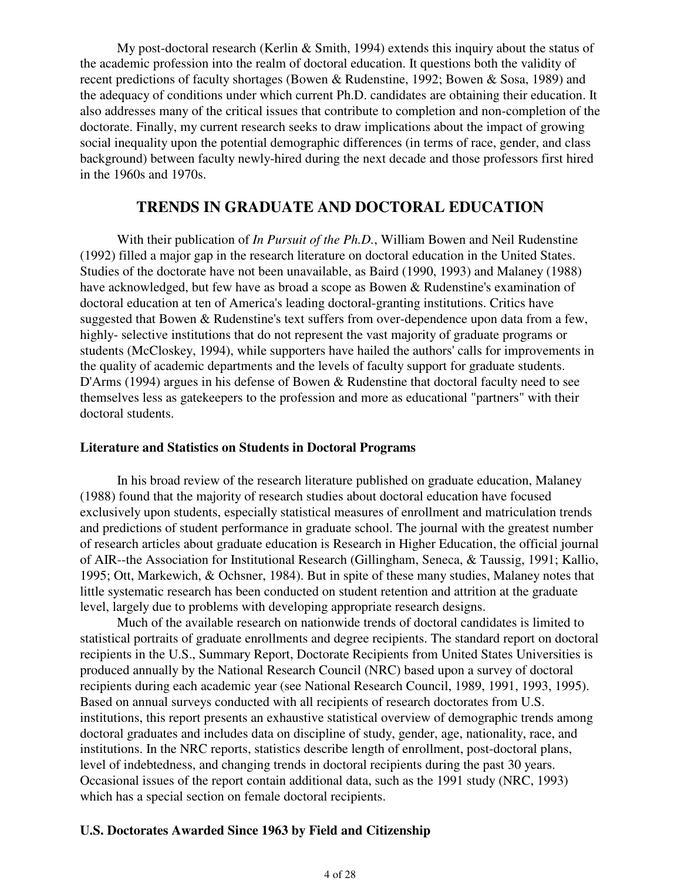My post-doctoral research (Kerlin & Smith, 1994) extends this inquiry about the status of the academic profession into the realm of doctoral education. It questions both the validity of recent predictions of faculty shortages (Bowen & Rudenstine, 1992; Bowen & Sosa, 1989) and the adequacy of conditions under which current Ph.D. candidates are obtaining their education. It also addresses many of the critical issues that contribute to completion and non-completion of the doctorate. Finally, my current research seeks to draw implications about the impact of growing social inequality upon the potential demographic differences (in terms of race, gender, and class background) between faculty newly-hired during the next decade and those professors first hired in the 1960s and 1970s.

## TRENDS IN GRADUATE AND DOCTORAL EDUCATION

With their publication of *In Pursuit of the Ph.D.*, William Bowen and Neil Rudenstine (1992) filled a major gap in the research literature on doctoral education in the United States. Studies of the doctorate have not been unavailable, as Baird (1990, 1993) and Malaney (1988) have acknowledged, but few have as broad a scope as Bowen & Rudenstine's examination of doctoral education at ten of America's leading doctoral-granting institutions. Critics have suggested that Bowen & Rudenstine's text suffers from over-dependence upon data from a few, highly- selective institutions that do not represent the vast majority of graduate programs or students (McCloskey, 1994), while supporters have hailed the authors' calls for improvements in the quality of academic departments and the levels of faculty support for graduate students. D'Arms (1994) argues in his defense of Bowen & Rudenstine that doctoral faculty need to see themselves less as gatekeepers to the profession and more as educational "partners" with their doctoral students.

### Literature and Statistics on Students in Doctoral Programs

In his broad review of the research literature published on graduate education, Malaney (1988) found that the majority of research studies about doctoral education have focused exclusively upon students, especially statistical measures of enrollment and matriculation trends and predictions of student performance in graduate school. The journal with the greatest number of research articles about graduate education is Research in Higher Education, the official journal of AIR--the Association for Institutional Research (Gillingham, Seneca, & Taussig, 1991; Kallio, 1995; Ott, Markewich, & Ochsner, 1984). But in spite of these many studies, Malaney notes that little systematic research has been conducted on student retention and attrition at the graduate level, largely due to problems with developing appropriate research designs.

Much of the available research on nationwide trends of doctoral candidates is limited to statistical portraits of graduate enrollments and degree recipients. The standard report on doctoral recipients in the U.S., Summary Report, Doctorate Recipients from United States Universities is produced annually by the National Research Council (NRC) based upon a survey of doctoral recipients during each academic year (see National Research Council, 1989, 1991, 1993, 1995). Based on annual surveys conducted with all recipients of research doctorates from U.S. institutions, this report presents an exhaustive statistical overview of demographic trends among doctoral graduates and includes data on discipline of study, gender, age, nationality, race, and institutions. In the NRC reports, statistics describe length of enrollment, post-doctoral plans, level of indebtedness, and changing trends in doctoral recipients during the past 30 years. Occasional issues of the report contain additional data, such as the 1991 study (NRC, 1993) which has a special section on female doctoral recipients.

### U.S. Doctorates Awarded Since 1963 by Field and Citizenship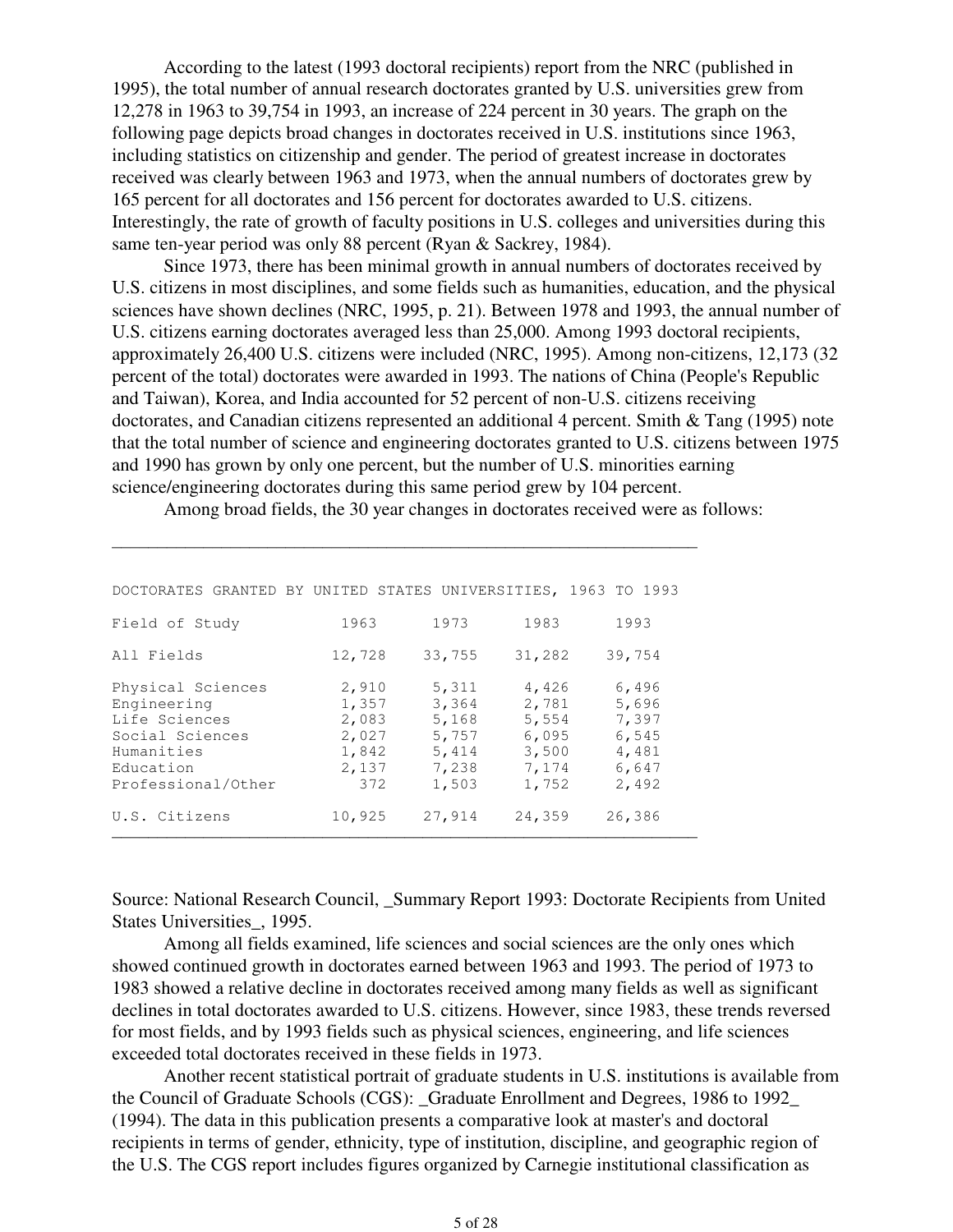According to the latest (1993 doctoral recipients) report from the NRC (published in 1995), the total number of annual research doctorates granted by U.S. universities grew from 12,278 in 1963 to 39,754 in 1993, an increase of 224 percent in 30 years. The graph on the following page depicts broad changes in doctorates received in U.S. institutions since 1963, including statistics on citizenship and gender. The period of greatest increase in doctorates received was clearly between 1963 and 1973, when the annual numbers of doctorates grew by 165 percent for all doctorates and 156 percent for doctorates awarded to U.S. citizens. Interestingly, the rate of growth of faculty positions in U.S. colleges and universities during this same ten-year period was only 88 percent (Ryan & Sackrey, 1984).

Since 1973, there has been minimal growth in annual numbers of doctorates received by U.S. citizens in most disciplines, and some fields such as humanities, education, and the physical sciences have shown declines (NRC, 1995, p. 21). Between 1978 and 1993, the annual number of U.S. citizens earning doctorates averaged less than 25,000. Among 1993 doctoral recipients, approximately 26,400 U.S. citizens were included (NRC, 1995). Among non-citizens, 12,173 (32 percent of the total) doctorates were awarded in 1993. The nations of China (People's Republic and Taiwan), Korea, and India accounted for 52 percent of non-U.S. citizens receiving doctorates, and Canadian citizens represented an additional 4 percent. Smith & Tang (1995) note that the total number of science and engineering doctorates granted to U.S. citizens between 1975 and 1990 has grown by only one percent, but the number of U.S. minorities earning science/engineering doctorates during this same period grew by 104 percent.

Among broad fields, the 30 year changes in doctorates received were as follows:

DOCTORATES GRANTED BY UNITED STATES UNIVERSITIES, 1963 TO 1993

| Field of Study | 1963 | 1973 | 1983 | 1993 |
|---|---|---|---|---|
| All Fields | 12,728 | 33,755 | 31,282 | 39,754 |
| Physical Sciences | 2,910 | 5,311 | 4,426 | 6,496 |
| Engineering | 1,357 | 3,364 | 2,781 | 5,696 |
| Life Sciences | 2,083 | 5,168 | 5,554 | 7,397 |
| Social Sciences | 2,027 | 5,757 | 6,095 | 6,545 |
| Humanities | 1,842 | 5,414 | 3,500 | 4,481 |
| Education | 2,137 | 7,238 | 7,174 | 6,647 |
| Professional/Other | 372 | 1,503 | 1,752 | 2,492 |
| U.S. Citizens | 10,925 | 27,914 | 24,359 | 26,386 |

Source: National Research Council, _Summary Report 1993: Doctorate Recipients from United States Universities_, 1995.

Among all fields examined, life sciences and social sciences are the only ones which showed continued growth in doctorates earned between 1963 and 1993. The period of 1973 to 1983 showed a relative decline in doctorates received among many fields as well as significant declines in total doctorates awarded to U.S. citizens. However, since 1983, these trends reversed for most fields, and by 1993 fields such as physical sciences, engineering, and life sciences exceeded total doctorates received in these fields in 1973.

Another recent statistical portrait of graduate students in U.S. institutions is available from the Council of Graduate Schools (CGS): _Graduate Enrollment and Degrees, 1986 to 1992_ (1994). The data in this publication presents a comparative look at master's and doctoral recipients in terms of gender, ethnicity, type of institution, discipline, and geographic region of the U.S. The CGS report includes figures organized by Carnegie institutional classification as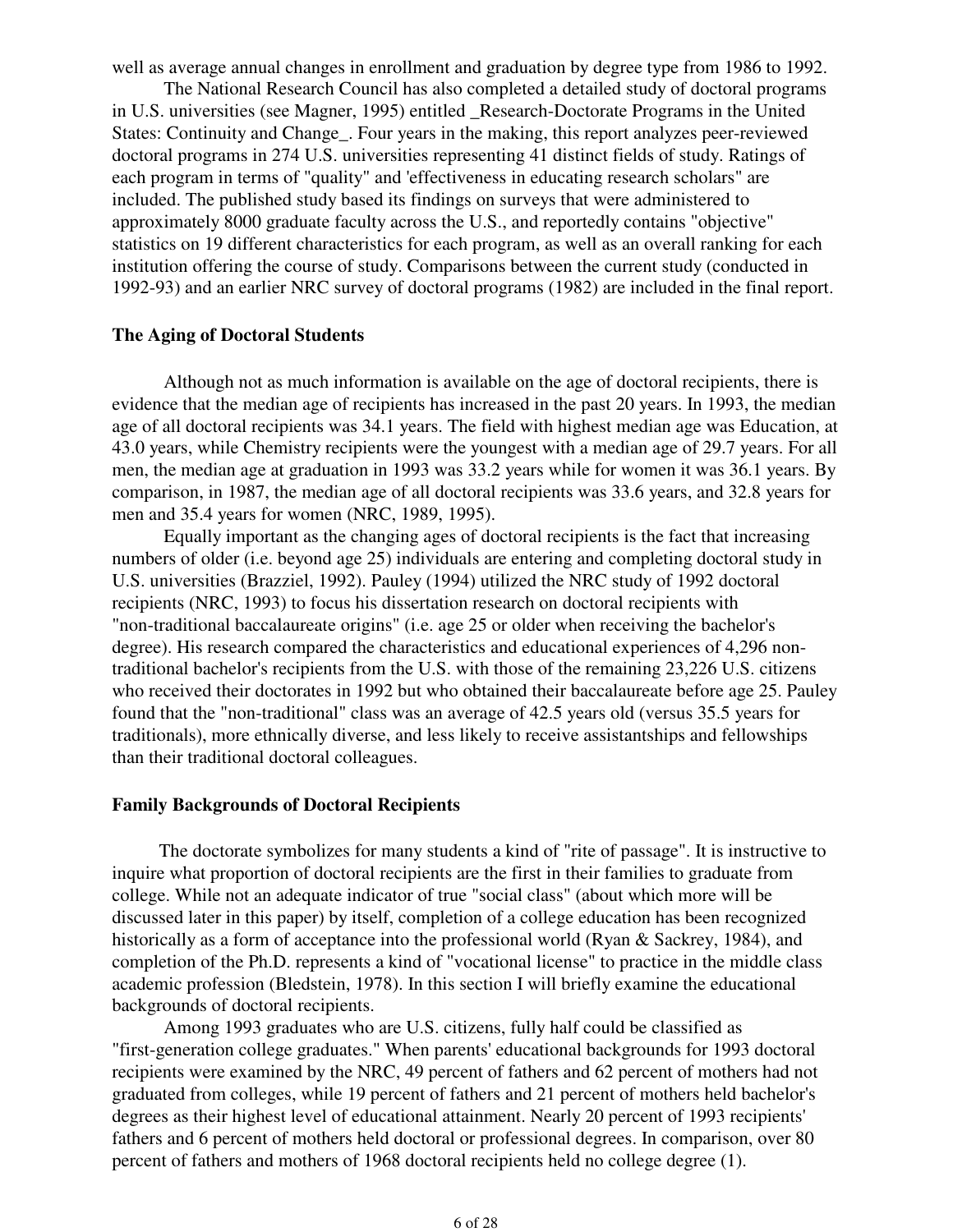well as average annual changes in enrollment and graduation by degree type from 1986 to 1992.

The National Research Council has also completed a detailed study of doctoral programs in U.S. universities (see Magner, 1995) entitled _Research-Doctorate Programs in the United States: Continuity and Change_. Four years in the making, this report analyzes peer-reviewed doctoral programs in 274 U.S. universities representing 41 distinct fields of study. Ratings of each program in terms of "quality" and 'effectiveness in educating research scholars" are included. The published study based its findings on surveys that were administered to approximately 8000 graduate faculty across the U.S., and reportedly contains "objective" statistics on 19 different characteristics for each program, as well as an overall ranking for each institution offering the course of study. Comparisons between the current study (conducted in 1992-93) and an earlier NRC survey of doctoral programs (1982) are included in the final report.

**The Aging of Doctoral Students**

Although not as much information is available on the age of doctoral recipients, there is evidence that the median age of recipients has increased in the past 20 years. In 1993, the median age of all doctoral recipients was 34.1 years. The field with highest median age was Education, at 43.0 years, while Chemistry recipients were the youngest with a median age of 29.7 years. For all men, the median age at graduation in 1993 was 33.2 years while for women it was 36.1 years. By comparison, in 1987, the median age of all doctoral recipients was 33.6 years, and 32.8 years for men and 35.4 years for women (NRC, 1989, 1995).

Equally important as the changing ages of doctoral recipients is the fact that increasing numbers of older (i.e. beyond age 25) individuals are entering and completing doctoral study in U.S. universities (Brazziel, 1992). Pauley (1994) utilized the NRC study of 1992 doctoral recipients (NRC, 1993) to focus his dissertation research on doctoral recipients with "non-traditional baccalaureate origins" (i.e. age 25 or older when receiving the bachelor's degree). His research compared the characteristics and educational experiences of 4,296 non-traditional bachelor's recipients from the U.S. with those of the remaining 23,226 U.S. citizens who received their doctorates in 1992 but who obtained their baccalaureate before age 25. Pauley found that the "non-traditional" class was an average of 42.5 years old (versus 35.5 years for traditionals), more ethnically diverse, and less likely to receive assistantships and fellowships than their traditional doctoral colleagues.

**Family Backgrounds of Doctoral Recipients**

The doctorate symbolizes for many students a kind of "rite of passage". It is instructive to inquire what proportion of doctoral recipients are the first in their families to graduate from college. While not an adequate indicator of true "social class" (about which more will be discussed later in this paper) by itself, completion of a college education has been recognized historically as a form of acceptance into the professional world (Ryan & Sackrey, 1984), and completion of the Ph.D. represents a kind of "vocational license" to practice in the middle class academic profession (Bledstein, 1978). In this section I will briefly examine the educational backgrounds of doctoral recipients.

Among 1993 graduates who are U.S. citizens, fully half could be classified as "first-generation college graduates." When parents' educational backgrounds for 1993 doctoral recipients were examined by the NRC, 49 percent of fathers and 62 percent of mothers had not graduated from colleges, while 19 percent of fathers and 21 percent of mothers held bachelor's degrees as their highest level of educational attainment. Nearly 20 percent of 1993 recipients' fathers and 6 percent of mothers held doctoral or professional degrees. In comparison, over 80 percent of fathers and mothers of 1968 doctoral recipients held no college degree (1).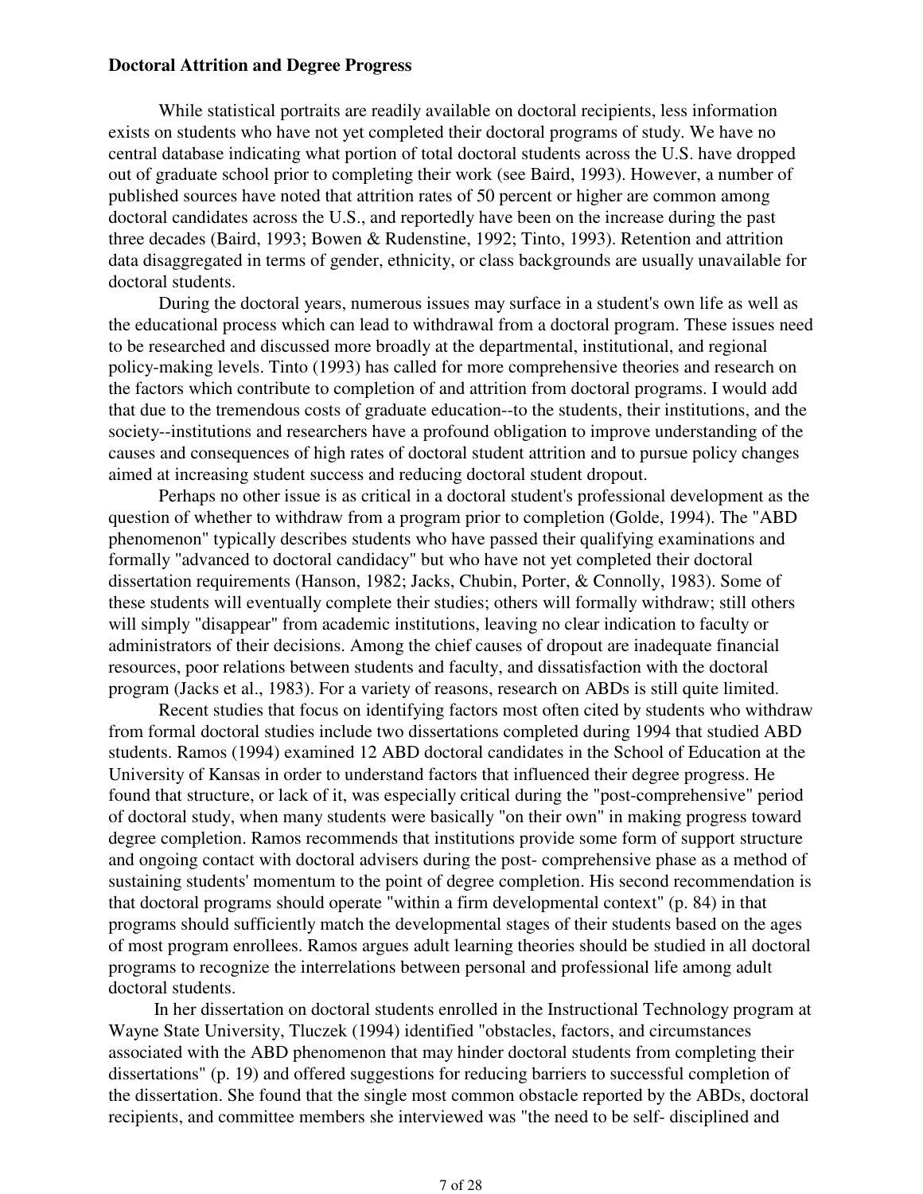### Doctoral Attrition and Degree Progress

While statistical portraits are readily available on doctoral recipients, less information exists on students who have not yet completed their doctoral programs of study. We have no central database indicating what portion of total doctoral students across the U.S. have dropped out of graduate school prior to completing their work (see Baird, 1993). However, a number of published sources have noted that attrition rates of 50 percent or higher are common among doctoral candidates across the U.S., and reportedly have been on the increase during the past three decades (Baird, 1993; Bowen & Rudenstine, 1992; Tinto, 1993). Retention and attrition data disaggregated in terms of gender, ethnicity, or class backgrounds are usually unavailable for doctoral students.

During the doctoral years, numerous issues may surface in a student's own life as well as the educational process which can lead to withdrawal from a doctoral program. These issues need to be researched and discussed more broadly at the departmental, institutional, and regional policy-making levels. Tinto (1993) has called for more comprehensive theories and research on the factors which contribute to completion of and attrition from doctoral programs. I would add that due to the tremendous costs of graduate education--to the students, their institutions, and the society--institutions and researchers have a profound obligation to improve understanding of the causes and consequences of high rates of doctoral student attrition and to pursue policy changes aimed at increasing student success and reducing doctoral student dropout.

Perhaps no other issue is as critical in a doctoral student's professional development as the question of whether to withdraw from a program prior to completion (Golde, 1994). The "ABD phenomenon" typically describes students who have passed their qualifying examinations and formally "advanced to doctoral candidacy" but who have not yet completed their doctoral dissertation requirements (Hanson, 1982; Jacks, Chubin, Porter, & Connolly, 1983). Some of these students will eventually complete their studies; others will formally withdraw; still others will simply "disappear" from academic institutions, leaving no clear indication to faculty or administrators of their decisions. Among the chief causes of dropout are inadequate financial resources, poor relations between students and faculty, and dissatisfaction with the doctoral program (Jacks et al., 1983). For a variety of reasons, research on ABDs is still quite limited.

Recent studies that focus on identifying factors most often cited by students who withdraw from formal doctoral studies include two dissertations completed during 1994 that studied ABD students. Ramos (1994) examined 12 ABD doctoral candidates in the School of Education at the University of Kansas in order to understand factors that influenced their degree progress. He found that structure, or lack of it, was especially critical during the "post-comprehensive" period of doctoral study, when many students were basically "on their own" in making progress toward degree completion. Ramos recommends that institutions provide some form of support structure and ongoing contact with doctoral advisers during the post- comprehensive phase as a method of sustaining students' momentum to the point of degree completion. His second recommendation is that doctoral programs should operate "within a firm developmental context" (p. 84) in that programs should sufficiently match the developmental stages of their students based on the ages of most program enrollees. Ramos argues adult learning theories should be studied in all doctoral programs to recognize the interrelations between personal and professional life among adult doctoral students.

In her dissertation on doctoral students enrolled in the Instructional Technology program at Wayne State University, Tluczek (1994) identified "obstacles, factors, and circumstances associated with the ABD phenomenon that may hinder doctoral students from completing their dissertations" (p. 19) and offered suggestions for reducing barriers to successful completion of the dissertation. She found that the single most common obstacle reported by the ABDs, doctoral recipients, and committee members she interviewed was "the need to be self- disciplined and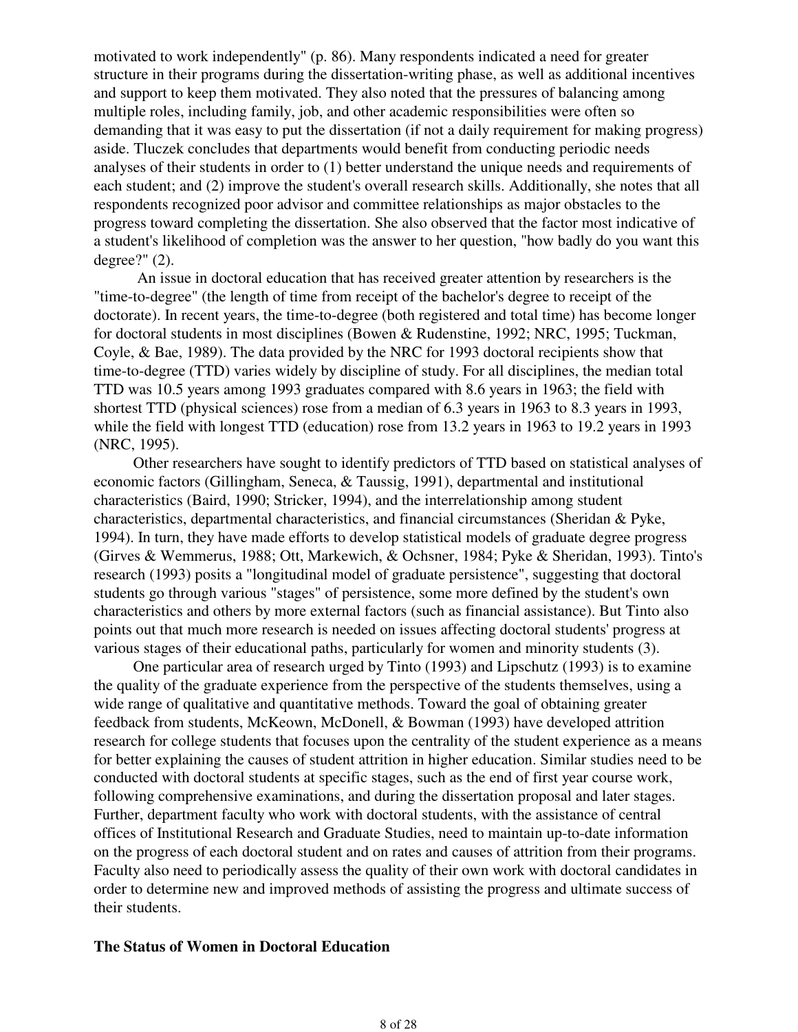motivated to work independently" (p. 86). Many respondents indicated a need for greater structure in their programs during the dissertation-writing phase, as well as additional incentives and support to keep them motivated. They also noted that the pressures of balancing among multiple roles, including family, job, and other academic responsibilities were often so demanding that it was easy to put the dissertation (if not a daily requirement for making progress) aside. Tluczek concludes that departments would benefit from conducting periodic needs analyses of their students in order to (1) better understand the unique needs and requirements of each student; and (2) improve the student's overall research skills. Additionally, she notes that all respondents recognized poor advisor and committee relationships as major obstacles to the progress toward completing the dissertation. She also observed that the factor most indicative of a student's likelihood of completion was the answer to her question, "how badly do you want this degree?" (2).

An issue in doctoral education that has received greater attention by researchers is the "time-to-degree" (the length of time from receipt of the bachelor's degree to receipt of the doctorate). In recent years, the time-to-degree (both registered and total time) has become longer for doctoral students in most disciplines (Bowen & Rudenstine, 1992; NRC, 1995; Tuckman, Coyle, & Bae, 1989). The data provided by the NRC for 1993 doctoral recipients show that time-to-degree (TTD) varies widely by discipline of study. For all disciplines, the median total TTD was 10.5 years among 1993 graduates compared with 8.6 years in 1963; the field with shortest TTD (physical sciences) rose from a median of 6.3 years in 1963 to 8.3 years in 1993, while the field with longest TTD (education) rose from 13.2 years in 1963 to 19.2 years in 1993 (NRC, 1995).

Other researchers have sought to identify predictors of TTD based on statistical analyses of economic factors (Gillingham, Seneca, & Taussig, 1991), departmental and institutional characteristics (Baird, 1990; Stricker, 1994), and the interrelationship among student characteristics, departmental characteristics, and financial circumstances (Sheridan & Pyke, 1994). In turn, they have made efforts to develop statistical models of graduate degree progress (Girves & Wemmerus, 1988; Ott, Markewich, & Ochsner, 1984; Pyke & Sheridan, 1993). Tinto's research (1993) posits a "longitudinal model of graduate persistence", suggesting that doctoral students go through various "stages" of persistence, some more defined by the student's own characteristics and others by more external factors (such as financial assistance). But Tinto also points out that much more research is needed on issues affecting doctoral students' progress at various stages of their educational paths, particularly for women and minority students (3).

One particular area of research urged by Tinto (1993) and Lipschutz (1993) is to examine the quality of the graduate experience from the perspective of the students themselves, using a wide range of qualitative and quantitative methods. Toward the goal of obtaining greater feedback from students, McKeown, McDonell, & Bowman (1993) have developed attrition research for college students that focuses upon the centrality of the student experience as a means for better explaining the causes of student attrition in higher education. Similar studies need to be conducted with doctoral students at specific stages, such as the end of first year course work, following comprehensive examinations, and during the dissertation proposal and later stages. Further, department faculty who work with doctoral students, with the assistance of central offices of Institutional Research and Graduate Studies, need to maintain up-to-date information on the progress of each doctoral student and on rates and causes of attrition from their programs. Faculty also need to periodically assess the quality of their own work with doctoral candidates in order to determine new and improved methods of assisting the progress and ultimate success of their students.

## The Status of Women in Doctoral Education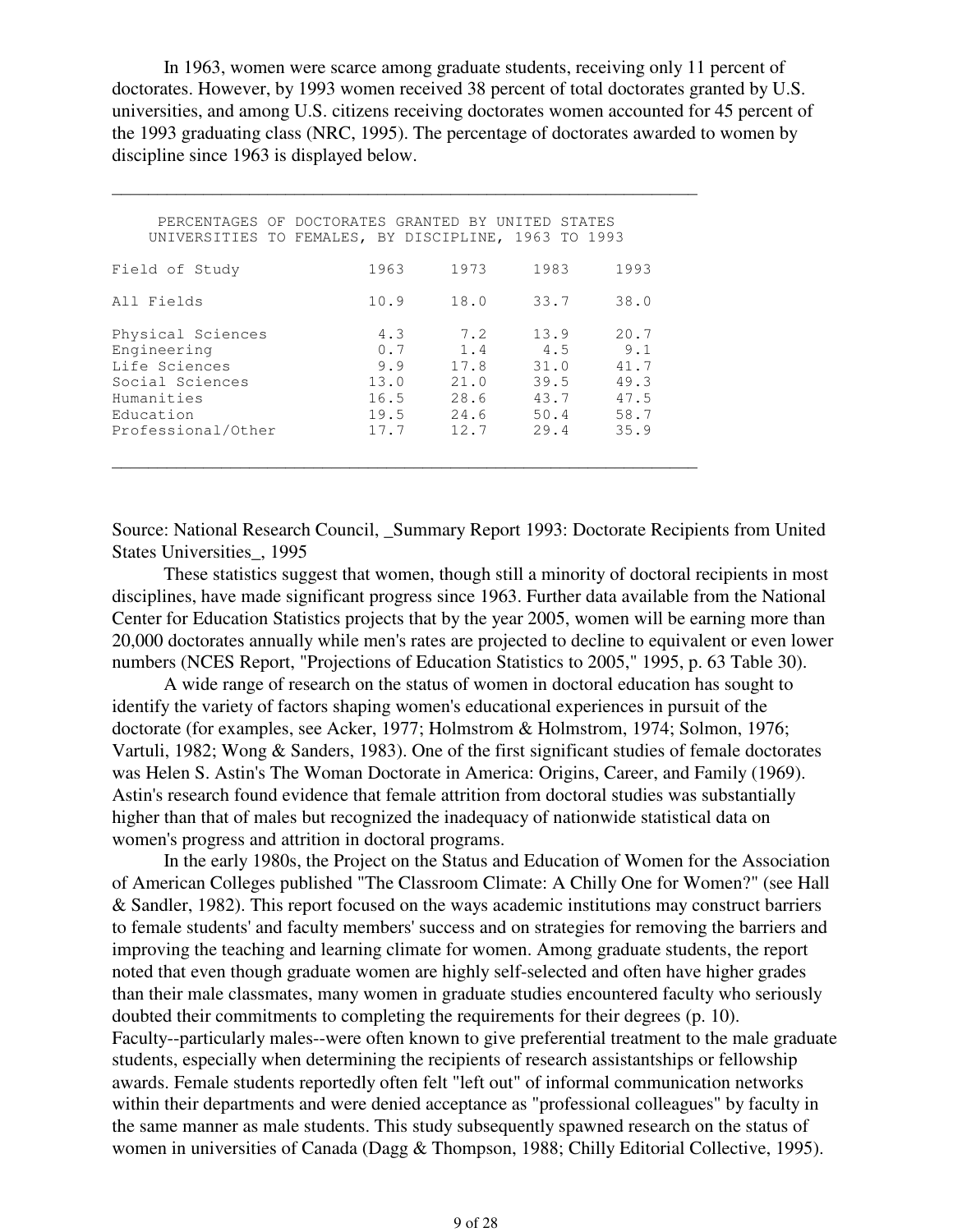In 1963, women were scarce among graduate students, receiving only 11 percent of doctorates. However, by 1993 women received 38 percent of total doctorates granted by U.S. universities, and among U.S. citizens receiving doctorates women accounted for 45 percent of the 1993 graduating class (NRC, 1995). The percentage of doctorates awarded to women by discipline since 1963 is displayed below.

PERCENTAGES OF DOCTORATES GRANTED BY UNITED STATES UNIVERSITIES TO FEMALES, BY DISCIPLINE, 1963 TO 1993

| Field of Study | 1963 | 1973 | 1983 | 1993 |
|---|---|---|---|---|
| All Fields | 10.9 | 18.0 | 33.7 | 38.0 |
| Physical Sciences | 4.3 | 7.2 | 13.9 | 20.7 |
| Engineering | 0.7 | 1.4 | 4.5 | 9.1 |
| Life Sciences | 9.9 | 17.8 | 31.0 | 41.7 |
| Social Sciences | 13.0 | 21.0 | 39.5 | 49.3 |
| Humanities | 16.5 | 28.6 | 43.7 | 47.5 |
| Education | 19.5 | 24.6 | 50.4 | 58.7 |
| Professional/Other | 17.7 | 12.7 | 29.4 | 35.9 |

Source: National Research Council, _Summary Report 1993: Doctorate Recipients from United States Universities_, 1995

These statistics suggest that women, though still a minority of doctoral recipients in most disciplines, have made significant progress since 1963. Further data available from the National Center for Education Statistics projects that by the year 2005, women will be earning more than 20,000 doctorates annually while men's rates are projected to decline to equivalent or even lower numbers (NCES Report, "Projections of Education Statistics to 2005," 1995, p. 63 Table 30).

A wide range of research on the status of women in doctoral education has sought to identify the variety of factors shaping women's educational experiences in pursuit of the doctorate (for examples, see Acker, 1977; Holmstrom & Holmstrom, 1974; Solmon, 1976; Vartuli, 1982; Wong & Sanders, 1983). One of the first significant studies of female doctorates was Helen S. Astin's The Woman Doctorate in America: Origins, Career, and Family (1969). Astin's research found evidence that female attrition from doctoral studies was substantially higher than that of males but recognized the inadequacy of nationwide statistical data on women's progress and attrition in doctoral programs.

In the early 1980s, the Project on the Status and Education of Women for the Association of American Colleges published "The Classroom Climate: A Chilly One for Women?" (see Hall & Sandler, 1982). This report focused on the ways academic institutions may construct barriers to female students' and faculty members' success and on strategies for removing the barriers and improving the teaching and learning climate for women. Among graduate students, the report noted that even though graduate women are highly self-selected and often have higher grades than their male classmates, many women in graduate studies encountered faculty who seriously doubted their commitments to completing the requirements for their degrees (p. 10). Faculty--particularly males--were often known to give preferential treatment to the male graduate students, especially when determining the recipients of research assistantships or fellowship awards. Female students reportedly often felt "left out" of informal communication networks within their departments and were denied acceptance as "professional colleagues" by faculty in the same manner as male students. This study subsequently spawned research on the status of women in universities of Canada (Dagg & Thompson, 1988; Chilly Editorial Collective, 1995).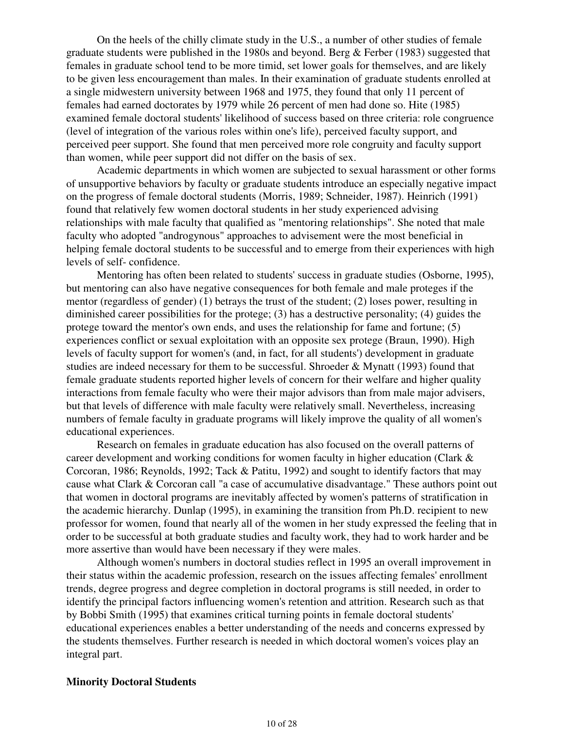On the heels of the chilly climate study in the U.S., a number of other studies of female graduate students were published in the 1980s and beyond. Berg & Ferber (1983) suggested that females in graduate school tend to be more timid, set lower goals for themselves, and are likely to be given less encouragement than males. In their examination of graduate students enrolled at a single midwestern university between 1968 and 1975, they found that only 11 percent of females had earned doctorates by 1979 while 26 percent of men had done so. Hite (1985) examined female doctoral students' likelihood of success based on three criteria: role congruence (level of integration of the various roles within one's life), perceived faculty support, and perceived peer support. She found that men perceived more role congruity and faculty support than women, while peer support did not differ on the basis of sex.

Academic departments in which women are subjected to sexual harassment or other forms of unsupportive behaviors by faculty or graduate students introduce an especially negative impact on the progress of female doctoral students (Morris, 1989; Schneider, 1987). Heinrich (1991) found that relatively few women doctoral students in her study experienced advising relationships with male faculty that qualified as "mentoring relationships". She noted that male faculty who adopted "androgynous" approaches to advisement were the most beneficial in helping female doctoral students to be successful and to emerge from their experiences with high levels of self- confidence.

Mentoring has often been related to students' success in graduate studies (Osborne, 1995), but mentoring can also have negative consequences for both female and male proteges if the mentor (regardless of gender) (1) betrays the trust of the student; (2) loses power, resulting in diminished career possibilities for the protege; (3) has a destructive personality; (4) guides the protege toward the mentor's own ends, and uses the relationship for fame and fortune; (5) experiences conflict or sexual exploitation with an opposite sex protege (Braun, 1990). High levels of faculty support for women's (and, in fact, for all students') development in graduate studies are indeed necessary for them to be successful. Shroeder & Mynatt (1993) found that female graduate students reported higher levels of concern for their welfare and higher quality interactions from female faculty who were their major advisors than from male major advisers, but that levels of difference with male faculty were relatively small. Nevertheless, increasing numbers of female faculty in graduate programs will likely improve the quality of all women's educational experiences.

Research on females in graduate education has also focused on the overall patterns of career development and working conditions for women faculty in higher education (Clark & Corcoran, 1986; Reynolds, 1992; Tack & Patitu, 1992) and sought to identify factors that may cause what Clark & Corcoran call "a case of accumulative disadvantage." These authors point out that women in doctoral programs are inevitably affected by women's patterns of stratification in the academic hierarchy. Dunlap (1995), in examining the transition from Ph.D. recipient to new professor for women, found that nearly all of the women in her study expressed the feeling that in order to be successful at both graduate studies and faculty work, they had to work harder and be more assertive than would have been necessary if they were males.

Although women's numbers in doctoral studies reflect in 1995 an overall improvement in their status within the academic profession, research on the issues affecting females' enrollment trends, degree progress and degree completion in doctoral programs is still needed, in order to identify the principal factors influencing women's retention and attrition. Research such as that by Bobbi Smith (1995) that examines critical turning points in female doctoral students' educational experiences enables a better understanding of the needs and concerns expressed by the students themselves. Further research is needed in which doctoral women's voices play an integral part.

**Minority Doctoral Students**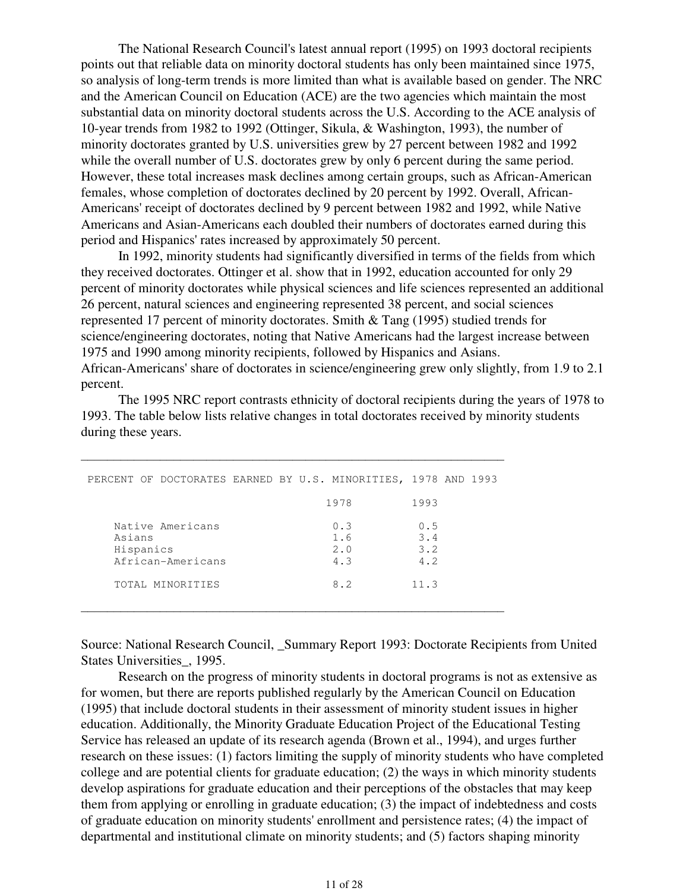The National Research Council's latest annual report (1995) on 1993 doctoral recipients points out that reliable data on minority doctoral students has only been maintained since 1975, so analysis of long-term trends is more limited than what is available based on gender. The NRC and the American Council on Education (ACE) are the two agencies which maintain the most substantial data on minority doctoral students across the U.S. According to the ACE analysis of 10-year trends from 1982 to 1992 (Ottinger, Sikula, & Washington, 1993), the number of minority doctorates granted by U.S. universities grew by 27 percent between 1982 and 1992 while the overall number of U.S. doctorates grew by only 6 percent during the same period. However, these total increases mask declines among certain groups, such as African-American females, whose completion of doctorates declined by 20 percent by 1992. Overall, African-Americans' receipt of doctorates declined by 9 percent between 1982 and 1992, while Native Americans and Asian-Americans each doubled their numbers of doctorates earned during this period and Hispanics' rates increased by approximately 50 percent.

In 1992, minority students had significantly diversified in terms of the fields from which they received doctorates. Ottinger et al. show that in 1992, education accounted for only 29 percent of minority doctorates while physical sciences and life sciences represented an additional 26 percent, natural sciences and engineering represented 38 percent, and social sciences represented 17 percent of minority doctorates. Smith & Tang (1995) studied trends for science/engineering doctorates, noting that Native Americans had the largest increase between 1975 and 1990 among minority recipients, followed by Hispanics and Asians. African-Americans' share of doctorates in science/engineering grew only slightly, from 1.9 to 2.1 percent.

The 1995 NRC report contrasts ethnicity of doctoral recipients during the years of 1978 to 1993. The table below lists relative changes in total doctorates received by minority students during these years.

PERCENT OF DOCTORATES EARNED BY U.S. MINORITIES, 1978 AND 1993

| | 1978 | 1993 |
|---|---|---|
| Native Americans | 0.3 | 0.5 |
| Asians | 1.6 | 3.4 |
| Hispanics | 2.0 | 3.2 |
| African-Americans | 4.3 | 4.2 |
| TOTAL MINORITIES | 8.2 | 11.3 |

Source: National Research Council, _Summary Report 1993: Doctorate Recipients from United States Universities_, 1995.

Research on the progress of minority students in doctoral programs is not as extensive as for women, but there are reports published regularly by the American Council on Education (1995) that include doctoral students in their assessment of minority student issues in higher education. Additionally, the Minority Graduate Education Project of the Educational Testing Service has released an update of its research agenda (Brown et al., 1994), and urges further research on these issues: (1) factors limiting the supply of minority students who have completed college and are potential clients for graduate education; (2) the ways in which minority students develop aspirations for graduate education and their perceptions of the obstacles that may keep them from applying or enrolling in graduate education; (3) the impact of indebtedness and costs of graduate education on minority students' enrollment and persistence rates; (4) the impact of departmental and institutional climate on minority students; and (5) factors shaping minority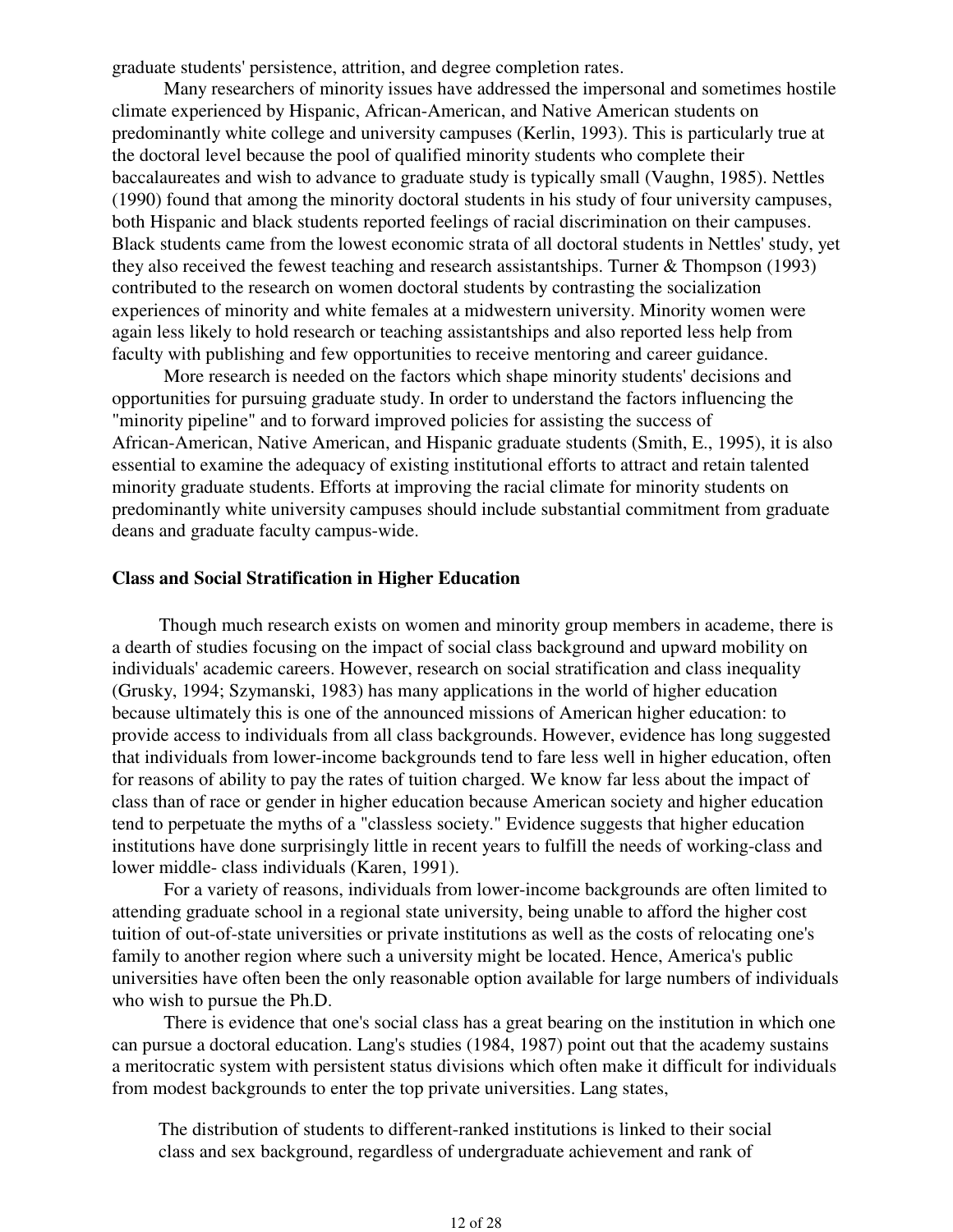graduate students' persistence, attrition, and degree completion rates.

Many researchers of minority issues have addressed the impersonal and sometimes hostile climate experienced by Hispanic, African-American, and Native American students on predominantly white college and university campuses (Kerlin, 1993). This is particularly true at the doctoral level because the pool of qualified minority students who complete their baccalaureates and wish to advance to graduate study is typically small (Vaughn, 1985). Nettles (1990) found that among the minority doctoral students in his study of four university campuses, both Hispanic and black students reported feelings of racial discrimination on their campuses. Black students came from the lowest economic strata of all doctoral students in Nettles' study, yet they also received the fewest teaching and research assistantships. Turner & Thompson (1993) contributed to the research on women doctoral students by contrasting the socialization experiences of minority and white females at a midwestern university. Minority women were again less likely to hold research or teaching assistantships and also reported less help from faculty with publishing and few opportunities to receive mentoring and career guidance.

More research is needed on the factors which shape minority students' decisions and opportunities for pursuing graduate study. In order to understand the factors influencing the "minority pipeline" and to forward improved policies for assisting the success of African-American, Native American, and Hispanic graduate students (Smith, E., 1995), it is also essential to examine the adequacy of existing institutional efforts to attract and retain talented minority graduate students. Efforts at improving the racial climate for minority students on predominantly white university campuses should include substantial commitment from graduate deans and graduate faculty campus-wide.

**Class and Social Stratification in Higher Education**

Though much research exists on women and minority group members in academe, there is a dearth of studies focusing on the impact of social class background and upward mobility on individuals' academic careers. However, research on social stratification and class inequality (Grusky, 1994; Szymanski, 1983) has many applications in the world of higher education because ultimately this is one of the announced missions of American higher education: to provide access to individuals from all class backgrounds. However, evidence has long suggested that individuals from lower-income backgrounds tend to fare less well in higher education, often for reasons of ability to pay the rates of tuition charged. We know far less about the impact of class than of race or gender in higher education because American society and higher education tend to perpetuate the myths of a "classless society." Evidence suggests that higher education institutions have done surprisingly little in recent years to fulfill the needs of working-class and lower middle- class individuals (Karen, 1991).

For a variety of reasons, individuals from lower-income backgrounds are often limited to attending graduate school in a regional state university, being unable to afford the higher cost tuition of out-of-state universities or private institutions as well as the costs of relocating one's family to another region where such a university might be located. Hence, America's public universities have often been the only reasonable option available for large numbers of individuals who wish to pursue the Ph.D.

There is evidence that one's social class has a great bearing on the institution in which one can pursue a doctoral education. Lang's studies (1984, 1987) point out that the academy sustains a meritocratic system with persistent status divisions which often make it difficult for individuals from modest backgrounds to enter the top private universities. Lang states,

> The distribution of students to different-ranked institutions is linked to their social class and sex background, regardless of undergraduate achievement and rank of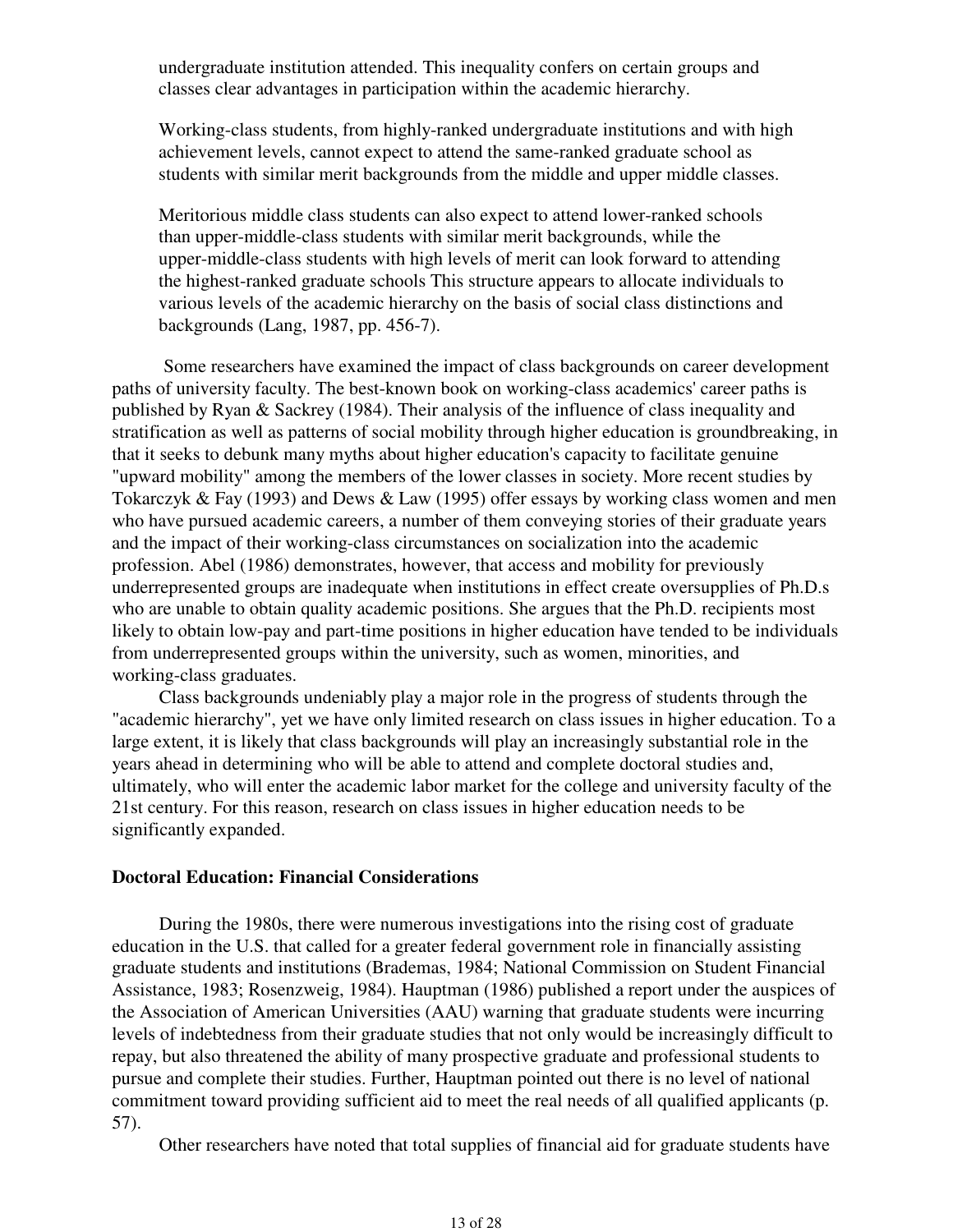> undergraduate institution attended. This inequality confers on certain groups and classes clear advantages in participation within the academic hierarchy.
>
> Working-class students, from highly-ranked undergraduate institutions and with high achievement levels, cannot expect to attend the same-ranked graduate school as students with similar merit backgrounds from the middle and upper middle classes.
>
> Meritorious middle class students can also expect to attend lower-ranked schools than upper-middle-class students with similar merit backgrounds, while the upper-middle-class students with high levels of merit can look forward to attending the highest-ranked graduate schools This structure appears to allocate individuals to various levels of the academic hierarchy on the basis of social class distinctions and backgrounds (Lang, 1987, pp. 456-7).

Some researchers have examined the impact of class backgrounds on career development paths of university faculty. The best-known book on working-class academics' career paths is published by Ryan & Sackrey (1984). Their analysis of the influence of class inequality and stratification as well as patterns of social mobility through higher education is groundbreaking, in that it seeks to debunk many myths about higher education's capacity to facilitate genuine "upward mobility" among the members of the lower classes in society. More recent studies by Tokarczyk & Fay (1993) and Dews & Law (1995) offer essays by working class women and men who have pursued academic careers, a number of them conveying stories of their graduate years and the impact of their working-class circumstances on socialization into the academic profession. Abel (1986) demonstrates, however, that access and mobility for previously underrepresented groups are inadequate when institutions in effect create oversupplies of Ph.D.s who are unable to obtain quality academic positions. She argues that the Ph.D. recipients most likely to obtain low-pay and part-time positions in higher education have tended to be individuals from underrepresented groups within the university, such as women, minorities, and working-class graduates.

Class backgrounds undeniably play a major role in the progress of students through the "academic hierarchy", yet we have only limited research on class issues in higher education. To a large extent, it is likely that class backgrounds will play an increasingly substantial role in the years ahead in determining who will be able to attend and complete doctoral studies and, ultimately, who will enter the academic labor market for the college and university faculty of the 21st century. For this reason, research on class issues in higher education needs to be significantly expanded.

**Doctoral Education: Financial Considerations**

During the 1980s, there were numerous investigations into the rising cost of graduate education in the U.S. that called for a greater federal government role in financially assisting graduate students and institutions (Brademas, 1984; National Commission on Student Financial Assistance, 1983; Rosenzweig, 1984). Hauptman (1986) published a report under the auspices of the Association of American Universities (AAU) warning that graduate students were incurring levels of indebtedness from their graduate studies that not only would be increasingly difficult to repay, but also threatened the ability of many prospective graduate and professional students to pursue and complete their studies. Further, Hauptman pointed out there is no level of national commitment toward providing sufficient aid to meet the real needs of all qualified applicants (p. 57).

Other researchers have noted that total supplies of financial aid for graduate students have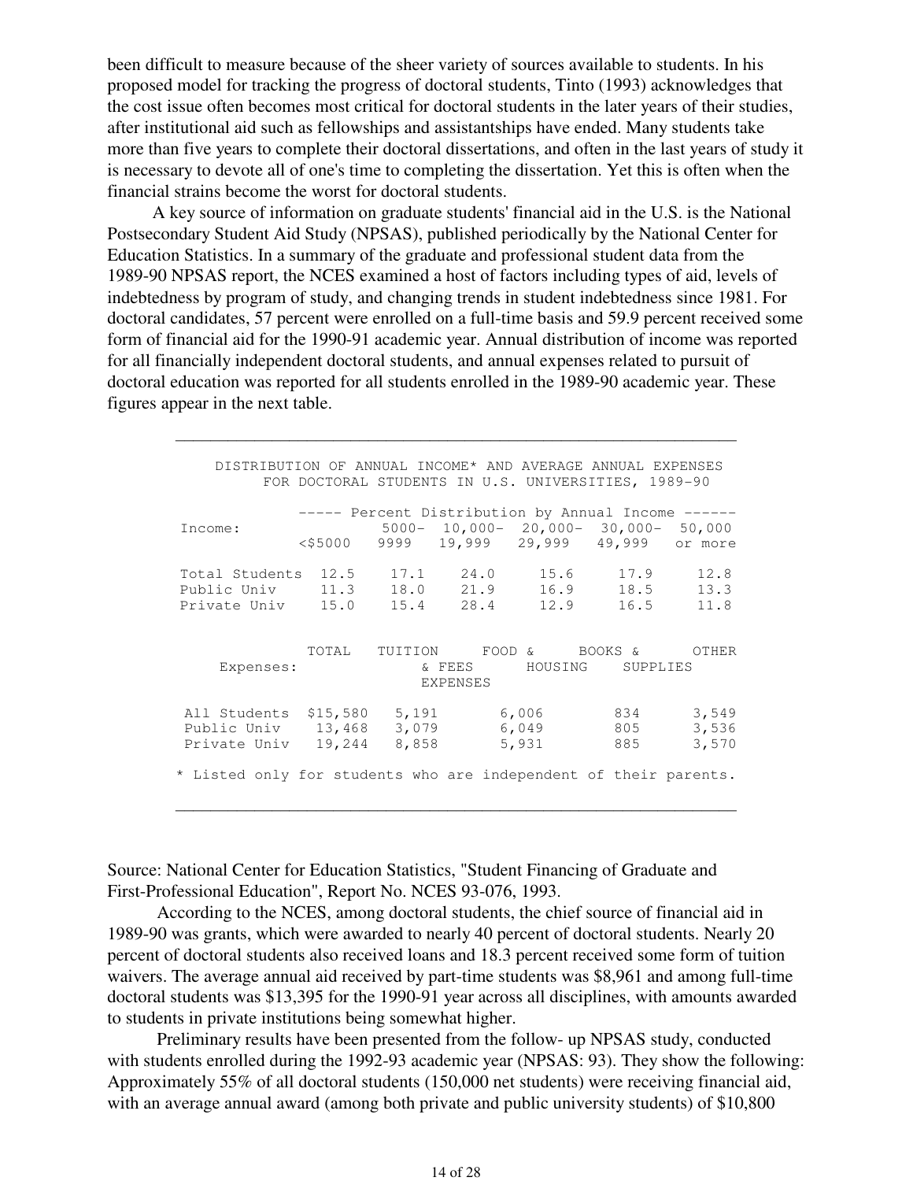been difficult to measure because of the sheer variety of sources available to students. In his proposed model for tracking the progress of doctoral students, Tinto (1993) acknowledges that the cost issue often becomes most critical for doctoral students in the later years of their studies, after institutional aid such as fellowships and assistantships have ended. Many students take more than five years to complete their doctoral dissertations, and often in the last years of study it is necessary to devote all of one's time to completing the dissertation. Yet this is often when the financial strains become the worst for doctoral students.

A key source of information on graduate students' financial aid in the U.S. is the National Postsecondary Student Aid Study (NPSAS), published periodically by the National Center for Education Statistics. In a summary of the graduate and professional student data from the 1989-90 NPSAS report, the NCES examined a host of factors including types of aid, levels of indebtedness by program of study, and changing trends in student indebtedness since 1981. For doctoral candidates, 57 percent were enrolled on a full-time basis and 59.9 percent received some form of financial aid for the 1990-91 academic year. Annual distribution of income was reported for all financially independent doctoral students, and annual expenses related to pursuit of doctoral education was reported for all students enrolled in the 1989-90 academic year. These figures appear in the next table.

DISTRIBUTION OF ANNUAL INCOME* AND AVERAGE ANNUAL EXPENSES FOR DOCTORAL STUDENTS IN U.S. UNIVERSITIES, 1989-90

| Income: | Percent Distribution by Annual Income | | | | | |
|---|---|---|---|---|---|---|
| | <$5000 | 5000-9999 | 10,000-19,999 | 20,000-29,999 | 30,000-49,999 | 50,000 or more |
| Total Students | 12.5 | 17.1 | 24.0 | 15.6 | 17.9 | 12.8 |
| Public Univ | 11.3 | 18.0 | 21.9 | 16.9 | 18.5 | 13.3 |
| Private Univ | 15.0 | 15.4 | 28.4 | 12.9 | 16.5 | 11.8 |

| Expenses: | TOTAL | TUITION & FEES | FOOD & HOUSING EXPENSES | BOOKS & SUPPLIES | OTHER |
|---|---|---|---|---|---|
| All Students | $15,580 | 5,191 | 6,006 | 834 | 3,549 |
| Public Univ | 13,468 | 3,079 | 6,049 | 805 | 3,536 |
| Private Univ | 19,244 | 8,858 | 5,931 | 885 | 3,570 |

* Listed only for students who are independent of their parents.

Source: National Center for Education Statistics, "Student Financing of Graduate and First-Professional Education", Report No. NCES 93-076, 1993.

According to the NCES, among doctoral students, the chief source of financial aid in 1989-90 was grants, which were awarded to nearly 40 percent of doctoral students. Nearly 20 percent of doctoral students also received loans and 18.3 percent received some form of tuition waivers. The average annual aid received by part-time students was $8,961 and among full-time doctoral students was $13,395 for the 1990-91 year across all disciplines, with amounts awarded to students in private institutions being somewhat higher.

Preliminary results have been presented from the follow- up NPSAS study, conducted with students enrolled during the 1992-93 academic year (NPSAS: 93). They show the following: Approximately 55% of all doctoral students (150,000 net students) were receiving financial aid, with an average annual award (among both private and public university students) of $10,800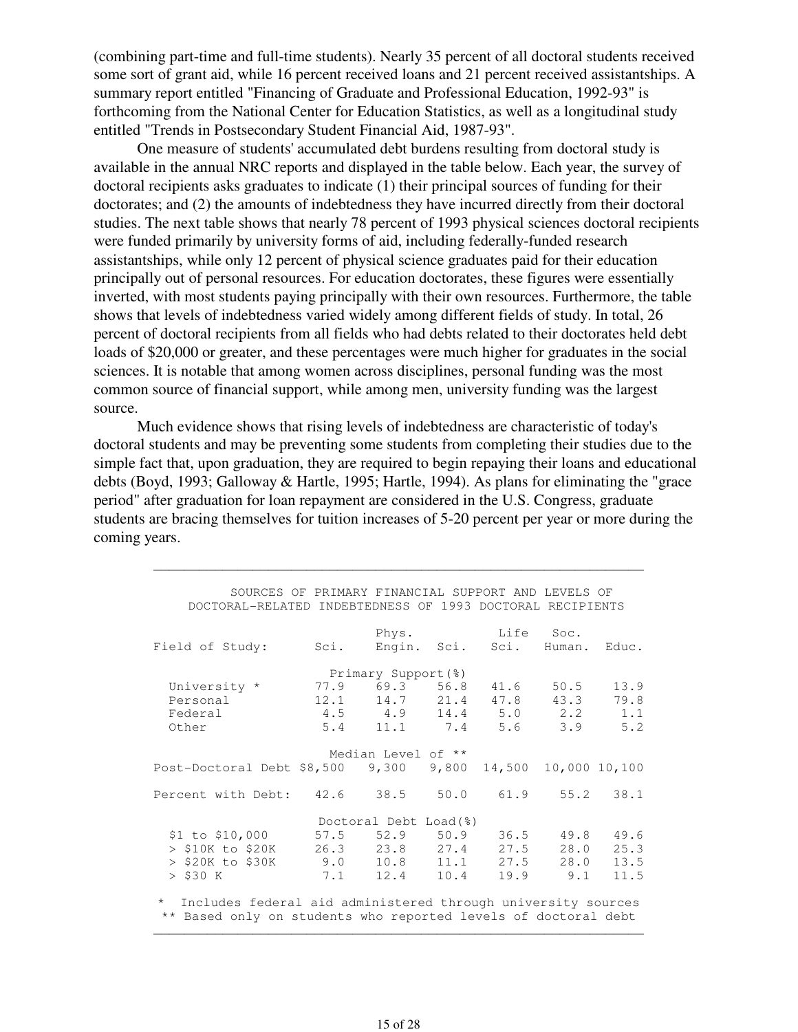(combining part-time and full-time students). Nearly 35 percent of all doctoral students received some sort of grant aid, while 16 percent received loans and 21 percent received assistantships. A summary report entitled "Financing of Graduate and Professional Education, 1992-93" is forthcoming from the National Center for Education Statistics, as well as a longitudinal study entitled "Trends in Postsecondary Student Financial Aid, 1987-93".

One measure of students' accumulated debt burdens resulting from doctoral study is available in the annual NRC reports and displayed in the table below. Each year, the survey of doctoral recipients asks graduates to indicate (1) their principal sources of funding for their doctorates; and (2) the amounts of indebtedness they have incurred directly from their doctoral studies. The next table shows that nearly 78 percent of 1993 physical sciences doctoral recipients were funded primarily by university forms of aid, including federally-funded research assistantships, while only 12 percent of physical science graduates paid for their education principally out of personal resources. For education doctorates, these figures were essentially inverted, with most students paying principally with their own resources. Furthermore, the table shows that levels of indebtedness varied widely among different fields of study. In total, 26 percent of doctoral recipients from all fields who had debts related to their doctorates held debt loads of $20,000 or greater, and these percentages were much higher for graduates in the social sciences. It is notable that among women across disciplines, personal funding was the most common source of financial support, while among men, university funding was the largest source.

Much evidence shows that rising levels of indebtedness are characteristic of today's doctoral students and may be preventing some students from completing their studies due to the simple fact that, upon graduation, they are required to begin repaying their loans and educational debts (Boyd, 1993; Galloway & Hartle, 1995; Hartle, 1994). As plans for eliminating the "grace period" after graduation for loan repayment are considered in the U.S. Congress, graduate students are bracing themselves for tuition increases of 5-20 percent per year or more during the coming years.

SOURCES OF PRIMARY FINANCIAL SUPPORT AND LEVELS OF DOCTORAL-RELATED INDEBTEDNESS OF 1993 DOCTORAL RECIPIENTS

| Field of Study: | Phys. Sci. | Engin. | Life Sci. | Soc. Sci. | Human. | Educ. |
|---|---|---|---|---|---|---|
| **Primary Support(%)** | | | | | | |
| University * | 77.9 | 69.3 | 56.8 | 41.6 | 50.5 | 13.9 |
| Personal | 12.1 | 14.7 | 21.4 | 47.8 | 43.3 | 79.8 |
| Federal | 4.5 | 4.9 | 14.4 | 5.0 | 2.2 | 1.1 |
| Other | 5.4 | 11.1 | 7.4 | 5.6 | 3.9 | 5.2 |
| **Median Level of \*\*** | | | | | | |
| Post-Doctoral Debt | $8,500 | 9,300 | 9,800 | 14,500 | 10,000 | 10,100 |
| Percent with Debt: | 42.6 | 38.5 | 50.0 | 61.9 | 55.2 | 38.1 |
| **Doctoral Debt Load(%)** | | | | | | |
| $1 to $10,000 | 57.5 | 52.9 | 50.9 | 36.5 | 49.8 | 49.6 |
| > $10K to $20K | 26.3 | 23.8 | 27.4 | 27.5 | 28.0 | 25.3 |
| > $20K to $30K | 9.0 | 10.8 | 11.1 | 27.5 | 28.0 | 13.5 |
| > $30 K | 7.1 | 12.4 | 10.4 | 19.9 | 9.1 | 11.5 |

\* Includes federal aid administered through university sources

\*\* Based only on students who reported levels of doctoral debt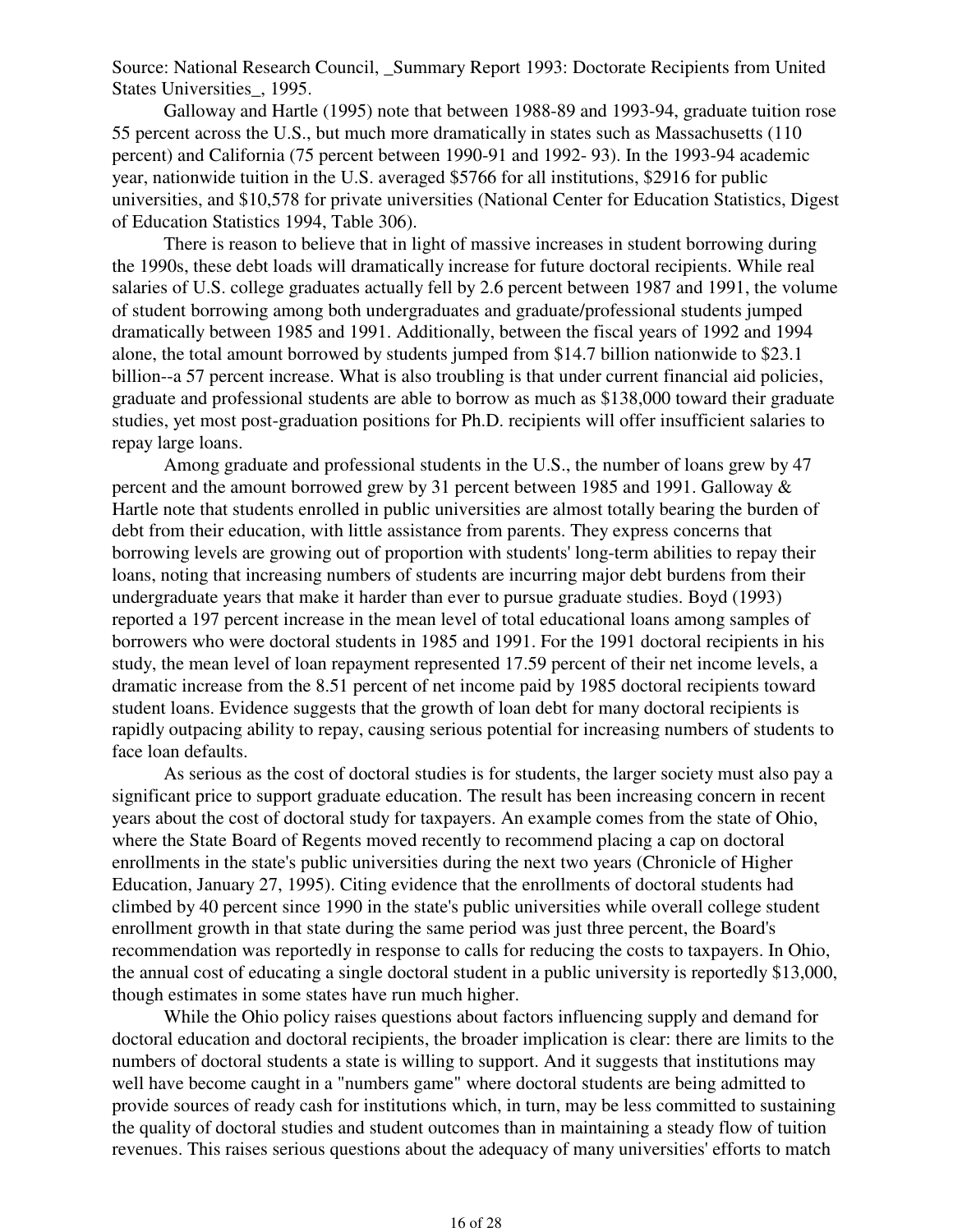Source: National Research Council, _Summary Report 1993: Doctorate Recipients from United States Universities_, 1995.

Galloway and Hartle (1995) note that between 1988-89 and 1993-94, graduate tuition rose 55 percent across the U.S., but much more dramatically in states such as Massachusetts (110 percent) and California (75 percent between 1990-91 and 1992- 93). In the 1993-94 academic year, nationwide tuition in the U.S. averaged $5766 for all institutions, $2916 for public universities, and $10,578 for private universities (National Center for Education Statistics, Digest of Education Statistics 1994, Table 306).

There is reason to believe that in light of massive increases in student borrowing during the 1990s, these debt loads will dramatically increase for future doctoral recipients. While real salaries of U.S. college graduates actually fell by 2.6 percent between 1987 and 1991, the volume of student borrowing among both undergraduates and graduate/professional students jumped dramatically between 1985 and 1991. Additionally, between the fiscal years of 1992 and 1994 alone, the total amount borrowed by students jumped from $14.7 billion nationwide to $23.1 billion--a 57 percent increase. What is also troubling is that under current financial aid policies, graduate and professional students are able to borrow as much as $138,000 toward their graduate studies, yet most post-graduation positions for Ph.D. recipients will offer insufficient salaries to repay large loans.

Among graduate and professional students in the U.S., the number of loans grew by 47 percent and the amount borrowed grew by 31 percent between 1985 and 1991. Galloway & Hartle note that students enrolled in public universities are almost totally bearing the burden of debt from their education, with little assistance from parents. They express concerns that borrowing levels are growing out of proportion with students' long-term abilities to repay their loans, noting that increasing numbers of students are incurring major debt burdens from their undergraduate years that make it harder than ever to pursue graduate studies. Boyd (1993) reported a 197 percent increase in the mean level of total educational loans among samples of borrowers who were doctoral students in 1985 and 1991. For the 1991 doctoral recipients in his study, the mean level of loan repayment represented 17.59 percent of their net income levels, a dramatic increase from the 8.51 percent of net income paid by 1985 doctoral recipients toward student loans. Evidence suggests that the growth of loan debt for many doctoral recipients is rapidly outpacing ability to repay, causing serious potential for increasing numbers of students to face loan defaults.

As serious as the cost of doctoral studies is for students, the larger society must also pay a significant price to support graduate education. The result has been increasing concern in recent years about the cost of doctoral study for taxpayers. An example comes from the state of Ohio, where the State Board of Regents moved recently to recommend placing a cap on doctoral enrollments in the state's public universities during the next two years (Chronicle of Higher Education, January 27, 1995). Citing evidence that the enrollments of doctoral students had climbed by 40 percent since 1990 in the state's public universities while overall college student enrollment growth in that state during the same period was just three percent, the Board's recommendation was reportedly in response to calls for reducing the costs to taxpayers. In Ohio, the annual cost of educating a single doctoral student in a public university is reportedly $13,000, though estimates in some states have run much higher.

While the Ohio policy raises questions about factors influencing supply and demand for doctoral education and doctoral recipients, the broader implication is clear: there are limits to the numbers of doctoral students a state is willing to support. And it suggests that institutions may well have become caught in a "numbers game" where doctoral students are being admitted to provide sources of ready cash for institutions which, in turn, may be less committed to sustaining the quality of doctoral studies and student outcomes than in maintaining a steady flow of tuition revenues. This raises serious questions about the adequacy of many universities' efforts to match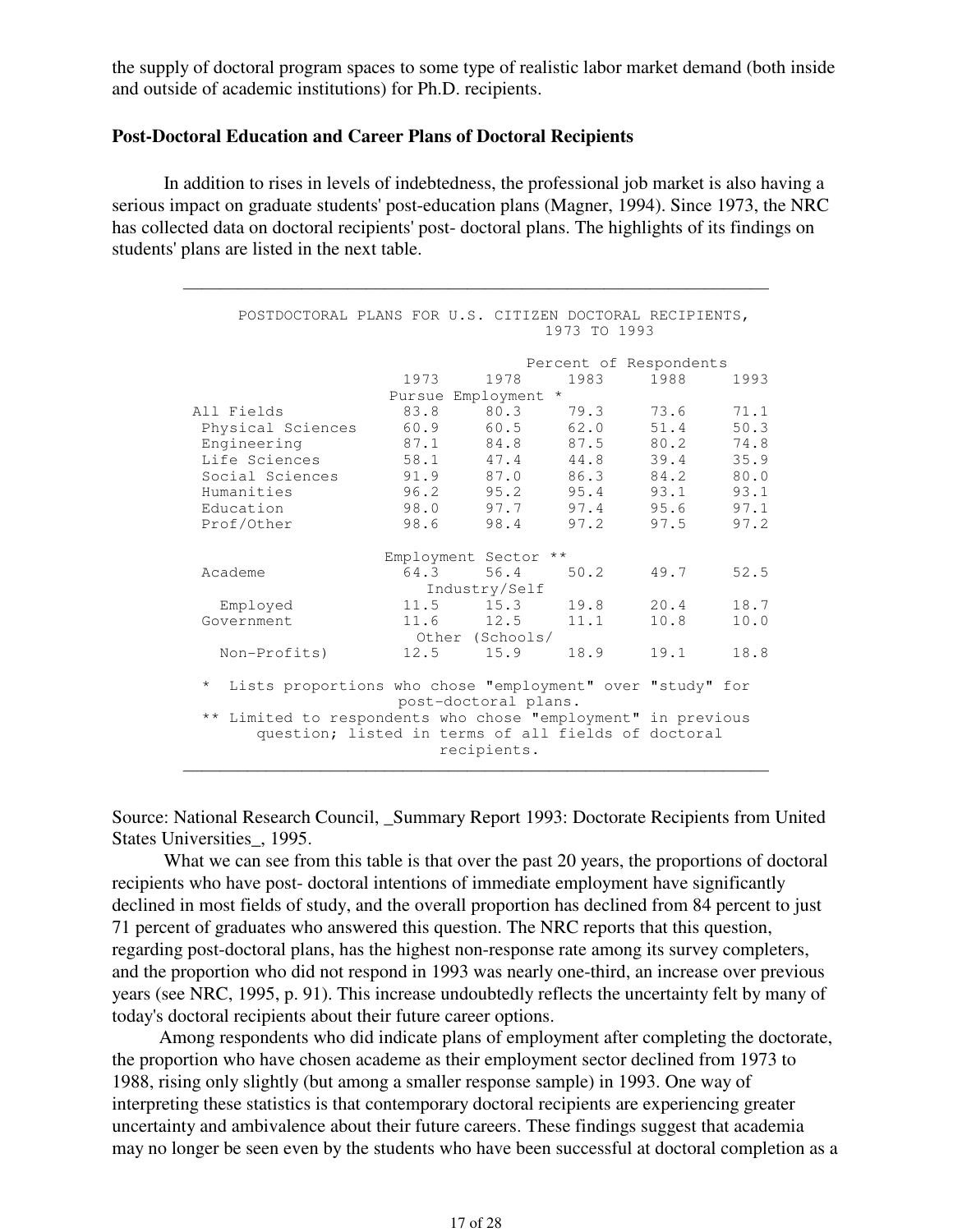the supply of doctoral program spaces to some type of realistic labor market demand (both inside and outside of academic institutions) for Ph.D. recipients.

**Post-Doctoral Education and Career Plans of Doctoral Recipients**

In addition to rises in levels of indebtedness, the professional job market is also having a serious impact on graduate students' post-education plans (Magner, 1994). Since 1973, the NRC has collected data on doctoral recipients' post- doctoral plans. The highlights of its findings on students' plans are listed in the next table.

POSTDOCTORAL PLANS FOR U.S. CITIZEN DOCTORAL RECIPIENTS, 1973 TO 1993

| | Percent of Respondents | | | | |
|---|---|---|---|---|---|
| | 1973 | 1978 | 1983 | 1988 | 1993 |
| **Pursue Employment *** | | | | | |
| All Fields | 83.8 | 80.3 | 79.3 | 73.6 | 71.1 |
| Physical Sciences | 60.9 | 60.5 | 62.0 | 51.4 | 50.3 |
| Engineering | 87.1 | 84.8 | 87.5 | 80.2 | 74.8 |
| Life Sciences | 58.1 | 47.4 | 44.8 | 39.4 | 35.9 |
| Social Sciences | 91.9 | 87.0 | 86.3 | 84.2 | 80.0 |
| Humanities | 96.2 | 95.2 | 95.4 | 93.1 | 93.1 |
| Education | 98.0 | 97.7 | 97.4 | 95.6 | 97.1 |
| Prof/Other | 98.6 | 98.4 | 97.2 | 97.5 | 97.2 |
| **Employment Sector **** | | | | | |
| Academe | 64.3 | 56.4 | 50.2 | 49.7 | 52.5 |
| Industry/Self Employed | 11.5 | 15.3 | 19.8 | 20.4 | 18.7 |
| Government | 11.6 | 12.5 | 11.1 | 10.8 | 10.0 |
| Other (Schools/ Non-Profits) | 12.5 | 15.9 | 18.9 | 19.1 | 18.8 |

\* Lists proportions who chose "employment" over "study" for post-doctoral plans.
** Limited to respondents who chose "employment" in previous question; listed in terms of all fields of doctoral recipients.

Source: National Research Council, _Summary Report 1993: Doctorate Recipients from United States Universities_, 1995.

What we can see from this table is that over the past 20 years, the proportions of doctoral recipients who have post- doctoral intentions of immediate employment have significantly declined in most fields of study, and the overall proportion has declined from 84 percent to just 71 percent of graduates who answered this question. The NRC reports that this question, regarding post-doctoral plans, has the highest non-response rate among its survey completers, and the proportion who did not respond in 1993 was nearly one-third, an increase over previous years (see NRC, 1995, p. 91). This increase undoubtedly reflects the uncertainty felt by many of today's doctoral recipients about their future career options.

Among respondents who did indicate plans of employment after completing the doctorate, the proportion who have chosen academe as their employment sector declined from 1973 to 1988, rising only slightly (but among a smaller response sample) in 1993. One way of interpreting these statistics is that contemporary doctoral recipients are experiencing greater uncertainty and ambivalence about their future careers. These findings suggest that academia may no longer be seen even by the students who have been successful at doctoral completion as a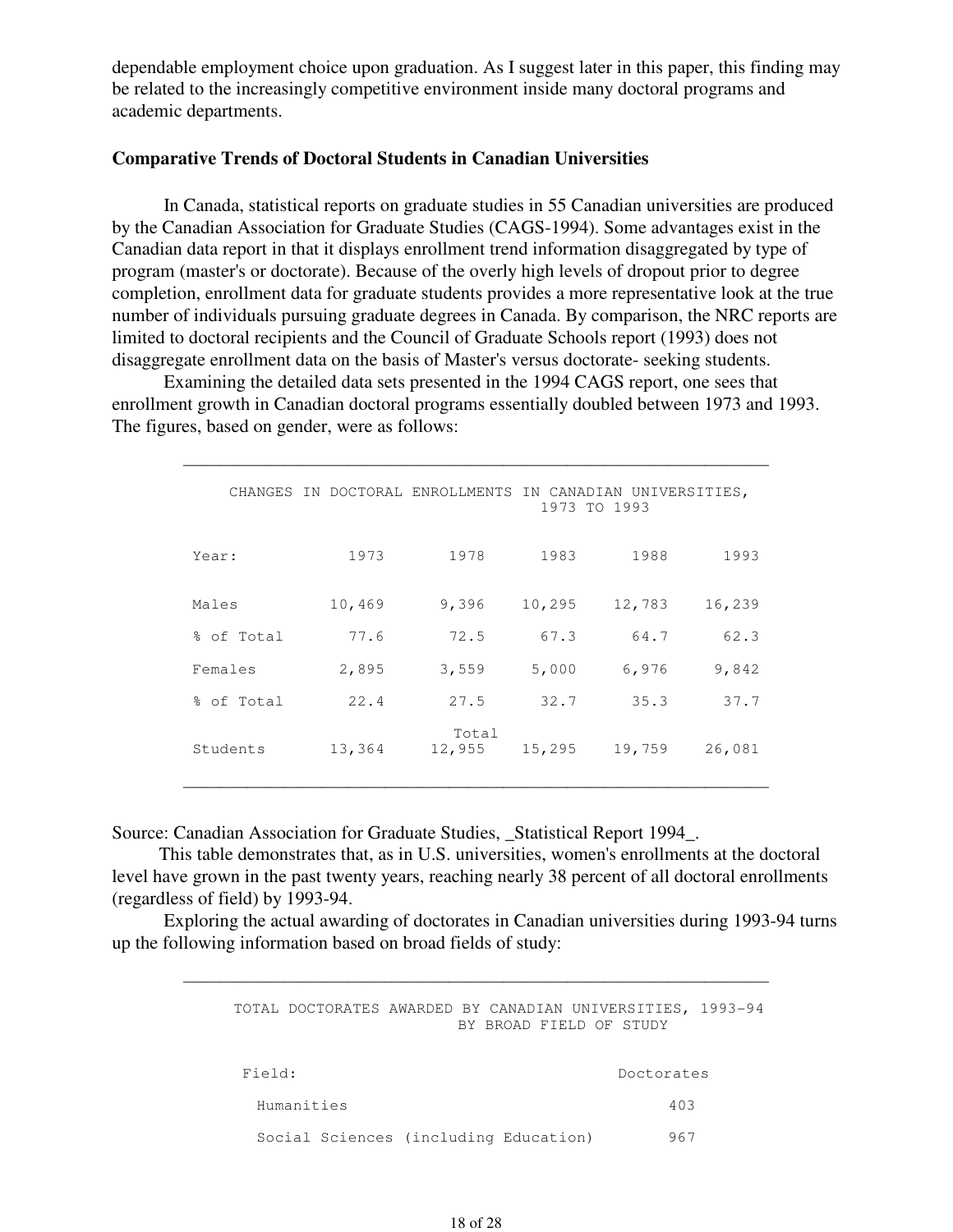dependable employment choice upon graduation. As I suggest later in this paper, this finding may be related to the increasingly competitive environment inside many doctoral programs and academic departments.

**Comparative Trends of Doctoral Students in Canadian Universities**

In Canada, statistical reports on graduate studies in 55 Canadian universities are produced by the Canadian Association for Graduate Studies (CAGS-1994). Some advantages exist in the Canadian data report in that it displays enrollment trend information disaggregated by type of program (master's or doctorate). Because of the overly high levels of dropout prior to degree completion, enrollment data for graduate students provides a more representative look at the true number of individuals pursuing graduate degrees in Canada. By comparison, the NRC reports are limited to doctoral recipients and the Council of Graduate Schools report (1993) does not disaggregate enrollment data on the basis of Master's versus doctorate- seeking students.

Examining the detailed data sets presented in the 1994 CAGS report, one sees that enrollment growth in Canadian doctoral programs essentially doubled between 1973 and 1993. The figures, based on gender, were as follows:

CHANGES IN DOCTORAL ENROLLMENTS IN CANADIAN UNIVERSITIES, 1973 TO 1993

| Year: | 1973 | 1978 | 1983 | 1988 | 1993 |
|---|---|---|---|---|---|
| Males | 10,469 | 9,396 | 10,295 | 12,783 | 16,239 |
| % of Total | 77.6 | 72.5 | 67.3 | 64.7 | 62.3 |
| Females | 2,895 | 3,559 | 5,000 | 6,976 | 9,842 |
| % of Total | 22.4 | 27.5 | 32.7 | 35.3 | 37.7 |
| Total Students | 13,364 | 12,955 | 15,295 | 19,759 | 26,081 |

Source: Canadian Association for Graduate Studies, _Statistical Report 1994_.

This table demonstrates that, as in U.S. universities, women's enrollments at the doctoral level have grown in the past twenty years, reaching nearly 38 percent of all doctoral enrollments (regardless of field) by 1993-94.

Exploring the actual awarding of doctorates in Canadian universities during 1993-94 turns up the following information based on broad fields of study:

TOTAL DOCTORATES AWARDED BY CANADIAN UNIVERSITIES, 1993-94 BY BROAD FIELD OF STUDY

| Field: | Doctorates |
|---|---|
| Humanities | 403 |
| Social Sciences (including Education) | 967 |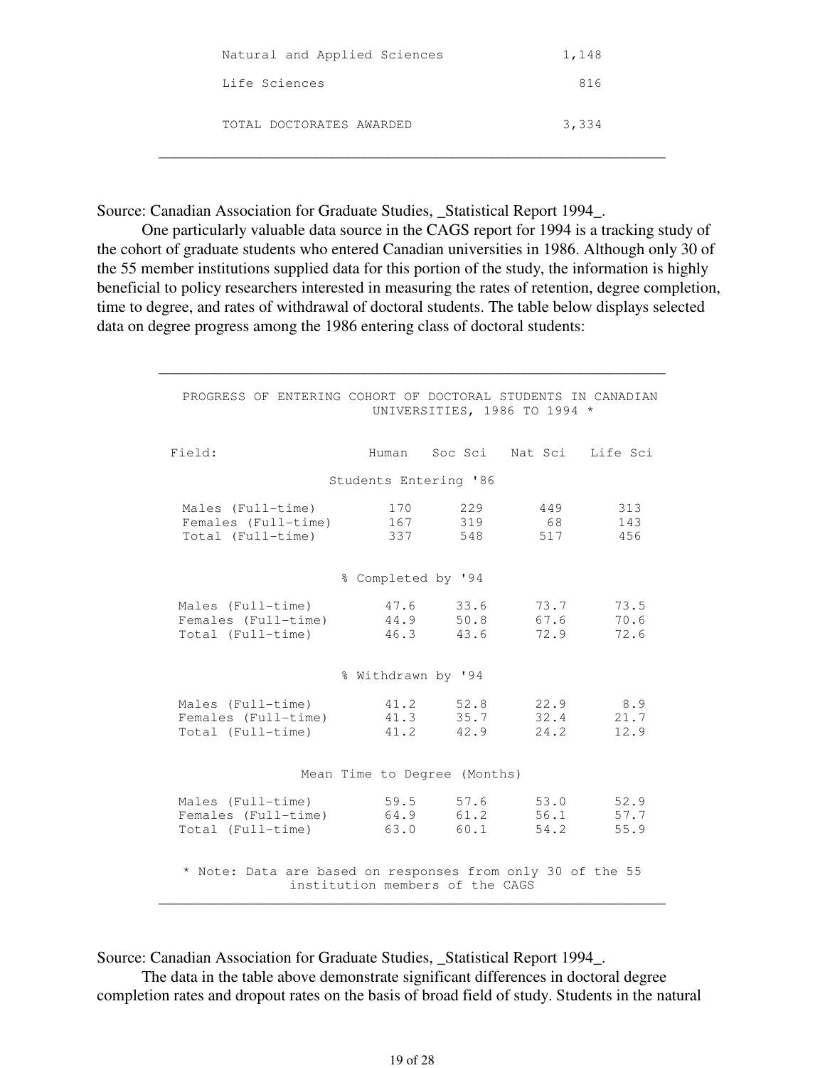| | |
|---|---|
| Natural and Applied Sciences | 1,148 |
| Life Sciences | 816 |
| TOTAL DOCTORATES AWARDED | 3,334 |

Source: Canadian Association for Graduate Studies, _Statistical Report 1994_.

One particularly valuable data source in the CAGS report for 1994 is a tracking study of the cohort of graduate students who entered Canadian universities in 1986. Although only 30 of the 55 member institutions supplied data for this portion of the study, the information is highly beneficial to policy researchers interested in measuring the rates of retention, degree completion, time to degree, and rates of withdrawal of doctoral students. The table below displays selected data on degree progress among the 1986 entering class of doctoral students:

PROGRESS OF ENTERING COHORT OF DOCTORAL STUDENTS IN CANADIAN UNIVERSITIES, 1986 TO 1994 *

| Field: | Human | Soc Sci | Nat Sci | Life Sci |
|---|---|---|---|---|
| **Students Entering '86** | | | | |
| Males (Full-time) | 170 | 229 | 449 | 313 |
| Females (Full-time) | 167 | 319 | 68 | 143 |
| Total (Full-time) | 337 | 548 | 517 | 456 |
| **% Completed by '94** | | | | |
| Males (Full-time) | 47.6 | 33.6 | 73.7 | 73.5 |
| Females (Full-time) | 44.9 | 50.8 | 67.6 | 70.6 |
| Total (Full-time) | 46.3 | 43.6 | 72.9 | 72.6 |
| **% Withdrawn by '94** | | | | |
| Males (Full-time) | 41.2 | 52.8 | 22.9 | 8.9 |
| Females (Full-time) | 41.3 | 35.7 | 32.4 | 21.7 |
| Total (Full-time) | 41.2 | 42.9 | 24.2 | 12.9 |
| **Mean Time to Degree (Months)** | | | | |
| Males (Full-time) | 59.5 | 57.6 | 53.0 | 52.9 |
| Females (Full-time) | 64.9 | 61.2 | 56.1 | 57.7 |
| Total (Full-time) | 63.0 | 60.1 | 54.2 | 55.9 |

* Note: Data are based on responses from only 30 of the 55 institution members of the CAGS

Source: Canadian Association for Graduate Studies, _Statistical Report 1994_.

The data in the table above demonstrate significant differences in doctoral degree completion rates and dropout rates on the basis of broad field of study. Students in the natural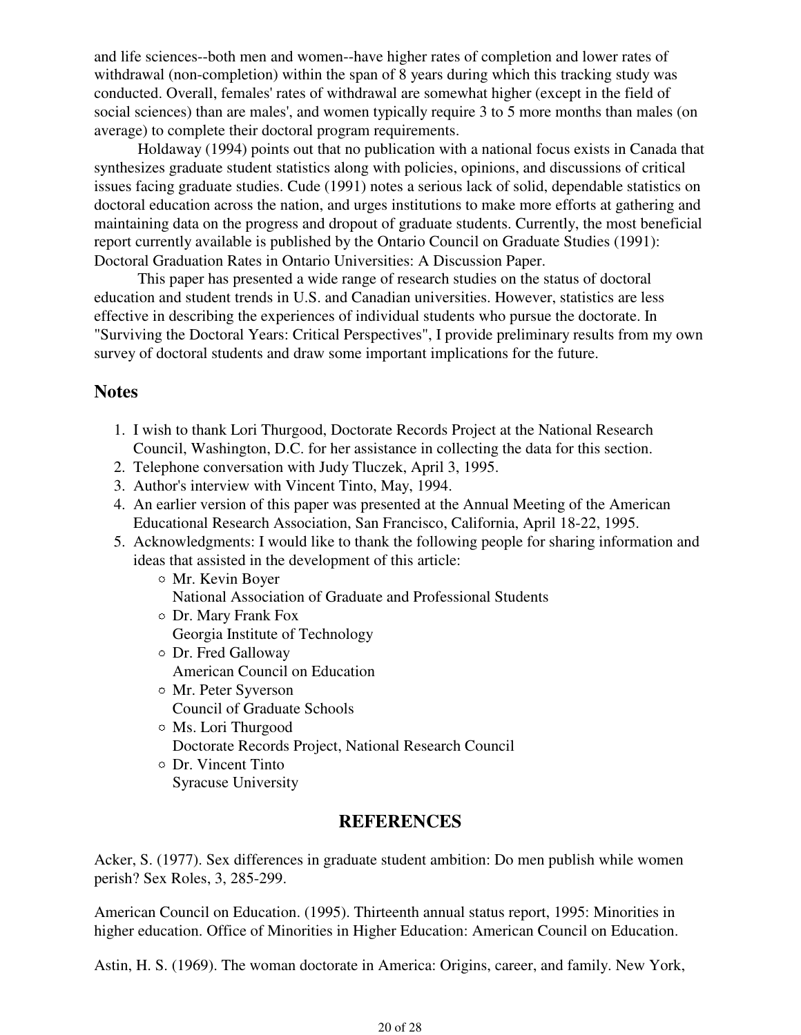and life sciences--both men and women--have higher rates of completion and lower rates of withdrawal (non-completion) within the span of 8 years during which this tracking study was conducted. Overall, females' rates of withdrawal are somewhat higher (except in the field of social sciences) than are males', and women typically require 3 to 5 more months than males (on average) to complete their doctoral program requirements.

Holdaway (1994) points out that no publication with a national focus exists in Canada that synthesizes graduate student statistics along with policies, opinions, and discussions of critical issues facing graduate studies. Cude (1991) notes a serious lack of solid, dependable statistics on doctoral education across the nation, and urges institutions to make more efforts at gathering and maintaining data on the progress and dropout of graduate students. Currently, the most beneficial report currently available is published by the Ontario Council on Graduate Studies (1991): Doctoral Graduation Rates in Ontario Universities: A Discussion Paper.

This paper has presented a wide range of research studies on the status of doctoral education and student trends in U.S. and Canadian universities. However, statistics are less effective in describing the experiences of individual students who pursue the doctorate. In "Surviving the Doctoral Years: Critical Perspectives", I provide preliminary results from my own survey of doctoral students and draw some important implications for the future.

## Notes

1. I wish to thank Lori Thurgood, Doctorate Records Project at the National Research Council, Washington, D.C. for her assistance in collecting the data for this section.
2. Telephone conversation with Judy Tluczek, April 3, 1995.
3. Author's interview with Vincent Tinto, May, 1994.
4. An earlier version of this paper was presented at the Annual Meeting of the American Educational Research Association, San Francisco, California, April 18-22, 1995.
5. Acknowledgments: I would like to thank the following people for sharing information and ideas that assisted in the development of this article:
   - Mr. Kevin Boyer
     National Association of Graduate and Professional Students
   - Dr. Mary Frank Fox
     Georgia Institute of Technology
   - Dr. Fred Galloway
     American Council on Education
   - Mr. Peter Syverson
     Council of Graduate Schools
   - Ms. Lori Thurgood
     Doctorate Records Project, National Research Council
   - Dr. Vincent Tinto
     Syracuse University

## REFERENCES

Acker, S. (1977). Sex differences in graduate student ambition: Do men publish while women perish? Sex Roles, 3, 285-299.

American Council on Education. (1995). Thirteenth annual status report, 1995: Minorities in higher education. Office of Minorities in Higher Education: American Council on Education.

Astin, H. S. (1969). The woman doctorate in America: Origins, career, and family. New York,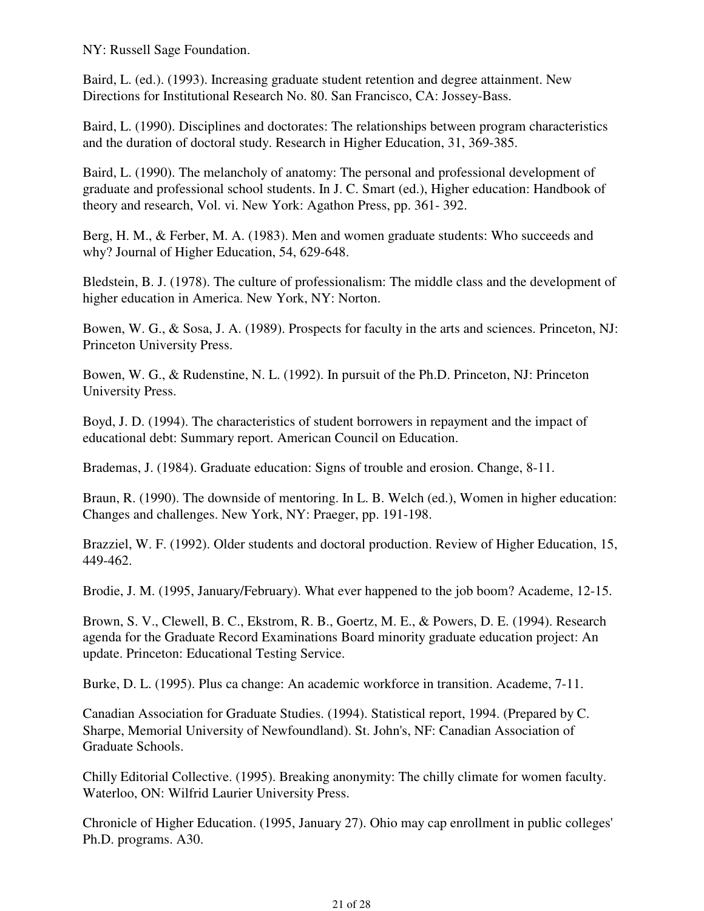NY: Russell Sage Foundation.

Baird, L. (ed.). (1993). Increasing graduate student retention and degree attainment. New Directions for Institutional Research No. 80. San Francisco, CA: Jossey-Bass.

Baird, L. (1990). Disciplines and doctorates: The relationships between program characteristics and the duration of doctoral study. Research in Higher Education, 31, 369-385.

Baird, L. (1990). The melancholy of anatomy: The personal and professional development of graduate and professional school students. In J. C. Smart (ed.), Higher education: Handbook of theory and research, Vol. vi. New York: Agathon Press, pp. 361- 392.

Berg, H. M., & Ferber, M. A. (1983). Men and women graduate students: Who succeeds and why? Journal of Higher Education, 54, 629-648.

Bledstein, B. J. (1978). The culture of professionalism: The middle class and the development of higher education in America. New York, NY: Norton.

Bowen, W. G., & Sosa, J. A. (1989). Prospects for faculty in the arts and sciences. Princeton, NJ: Princeton University Press.

Bowen, W. G., & Rudenstine, N. L. (1992). In pursuit of the Ph.D. Princeton, NJ: Princeton University Press.

Boyd, J. D. (1994). The characteristics of student borrowers in repayment and the impact of educational debt: Summary report. American Council on Education.

Brademas, J. (1984). Graduate education: Signs of trouble and erosion. Change, 8-11.

Braun, R. (1990). The downside of mentoring. In L. B. Welch (ed.), Women in higher education: Changes and challenges. New York, NY: Praeger, pp. 191-198.

Brazziel, W. F. (1992). Older students and doctoral production. Review of Higher Education, 15, 449-462.

Brodie, J. M. (1995, January/February). What ever happened to the job boom? Academe, 12-15.

Brown, S. V., Clewell, B. C., Ekstrom, R. B., Goertz, M. E., & Powers, D. E. (1994). Research agenda for the Graduate Record Examinations Board minority graduate education project: An update. Princeton: Educational Testing Service.

Burke, D. L. (1995). Plus ca change: An academic workforce in transition. Academe, 7-11.

Canadian Association for Graduate Studies. (1994). Statistical report, 1994. (Prepared by C. Sharpe, Memorial University of Newfoundland). St. John's, NF: Canadian Association of Graduate Schools.

Chilly Editorial Collective. (1995). Breaking anonymity: The chilly climate for women faculty. Waterloo, ON: Wilfrid Laurier University Press.

Chronicle of Higher Education. (1995, January 27). Ohio may cap enrollment in public colleges' Ph.D. programs. A30.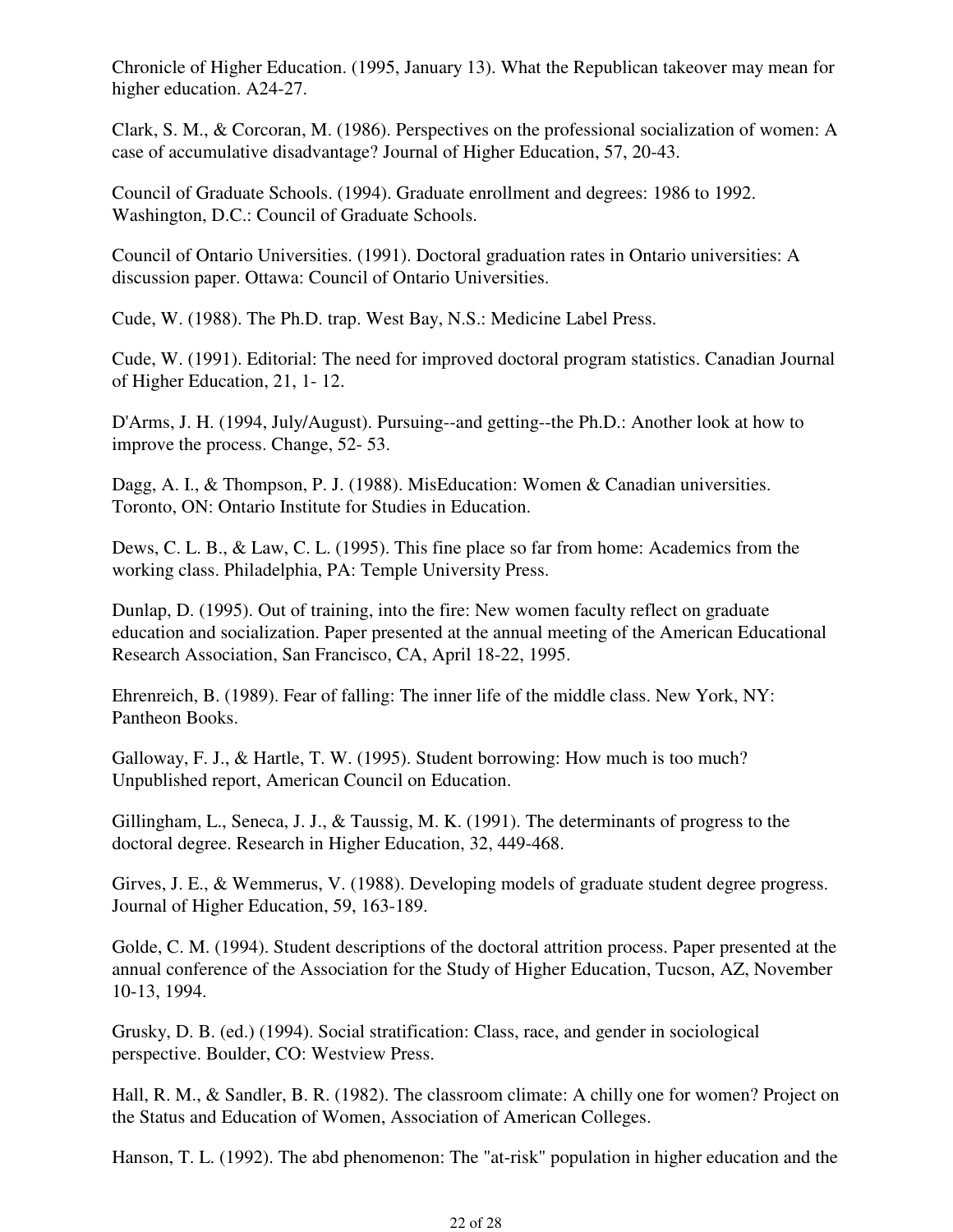Chronicle of Higher Education. (1995, January 13). What the Republican takeover may mean for higher education. A24-27.

Clark, S. M., & Corcoran, M. (1986). Perspectives on the professional socialization of women: A case of accumulative disadvantage? Journal of Higher Education, 57, 20-43.

Council of Graduate Schools. (1994). Graduate enrollment and degrees: 1986 to 1992. Washington, D.C.: Council of Graduate Schools.

Council of Ontario Universities. (1991). Doctoral graduation rates in Ontario universities: A discussion paper. Ottawa: Council of Ontario Universities.

Cude, W. (1988). The Ph.D. trap. West Bay, N.S.: Medicine Label Press.

Cude, W. (1991). Editorial: The need for improved doctoral program statistics. Canadian Journal of Higher Education, 21, 1- 12.

D'Arms, J. H. (1994, July/August). Pursuing--and getting--the Ph.D.: Another look at how to improve the process. Change, 52- 53.

Dagg, A. I., & Thompson, P. J. (1988). MisEducation: Women & Canadian universities. Toronto, ON: Ontario Institute for Studies in Education.

Dews, C. L. B., & Law, C. L. (1995). This fine place so far from home: Academics from the working class. Philadelphia, PA: Temple University Press.

Dunlap, D. (1995). Out of training, into the fire: New women faculty reflect on graduate education and socialization. Paper presented at the annual meeting of the American Educational Research Association, San Francisco, CA, April 18-22, 1995.

Ehrenreich, B. (1989). Fear of falling: The inner life of the middle class. New York, NY: Pantheon Books.

Galloway, F. J., & Hartle, T. W. (1995). Student borrowing: How much is too much? Unpublished report, American Council on Education.

Gillingham, L., Seneca, J. J., & Taussig, M. K. (1991). The determinants of progress to the doctoral degree. Research in Higher Education, 32, 449-468.

Girves, J. E., & Wemmerus, V. (1988). Developing models of graduate student degree progress. Journal of Higher Education, 59, 163-189.

Golde, C. M. (1994). Student descriptions of the doctoral attrition process. Paper presented at the annual conference of the Association for the Study of Higher Education, Tucson, AZ, November 10-13, 1994.

Grusky, D. B. (ed.) (1994). Social stratification: Class, race, and gender in sociological perspective. Boulder, CO: Westview Press.

Hall, R. M., & Sandler, B. R. (1982). The classroom climate: A chilly one for women? Project on the Status and Education of Women, Association of American Colleges.

Hanson, T. L. (1992). The abd phenomenon: The "at-risk" population in higher education and the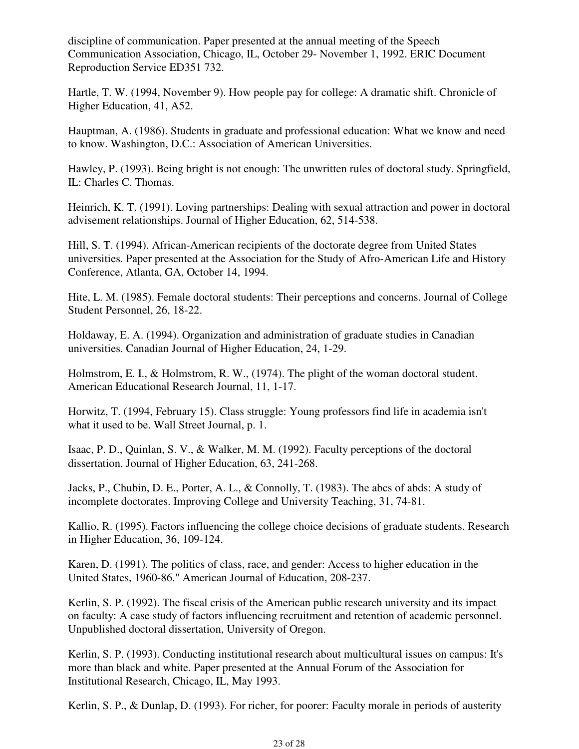discipline of communication. Paper presented at the annual meeting of the Speech Communication Association, Chicago, IL, October 29- November 1, 1992. ERIC Document Reproduction Service ED351 732.

Hartle, T. W. (1994, November 9). How people pay for college: A dramatic shift. Chronicle of Higher Education, 41, A52.

Hauptman, A. (1986). Students in graduate and professional education: What we know and need to know. Washington, D.C.: Association of American Universities.

Hawley, P. (1993). Being bright is not enough: The unwritten rules of doctoral study. Springfield, IL: Charles C. Thomas.

Heinrich, K. T. (1991). Loving partnerships: Dealing with sexual attraction and power in doctoral advisement relationships. Journal of Higher Education, 62, 514-538.

Hill, S. T. (1994). African-American recipients of the doctorate degree from United States universities. Paper presented at the Association for the Study of Afro-American Life and History Conference, Atlanta, GA, October 14, 1994.

Hite, L. M. (1985). Female doctoral students: Their perceptions and concerns. Journal of College Student Personnel, 26, 18-22.

Holdaway, E. A. (1994). Organization and administration of graduate studies in Canadian universities. Canadian Journal of Higher Education, 24, 1-29.

Holmstrom, E. I., & Holmstrom, R. W., (1974). The plight of the woman doctoral student. American Educational Research Journal, 11, 1-17.

Horwitz, T. (1994, February 15). Class struggle: Young professors find life in academia isn't what it used to be. Wall Street Journal, p. 1.

Isaac, P. D., Quinlan, S. V., & Walker, M. M. (1992). Faculty perceptions of the doctoral dissertation. Journal of Higher Education, 63, 241-268.

Jacks, P., Chubin, D. E., Porter, A. L., & Connolly, T. (1983). The abcs of abds: A study of incomplete doctorates. Improving College and University Teaching, 31, 74-81.

Kallio, R. (1995). Factors influencing the college choice decisions of graduate students. Research in Higher Education, 36, 109-124.

Karen, D. (1991). The politics of class, race, and gender: Access to higher education in the United States, 1960-86." American Journal of Education, 208-237.

Kerlin, S. P. (1992). The fiscal crisis of the American public research university and its impact on faculty: A case study of factors influencing recruitment and retention of academic personnel. Unpublished doctoral dissertation, University of Oregon.

Kerlin, S. P. (1993). Conducting institutional research about multicultural issues on campus: It's more than black and white. Paper presented at the Annual Forum of the Association for Institutional Research, Chicago, IL, May 1993.

Kerlin, S. P., & Dunlap, D. (1993). For richer, for poorer: Faculty morale in periods of austerity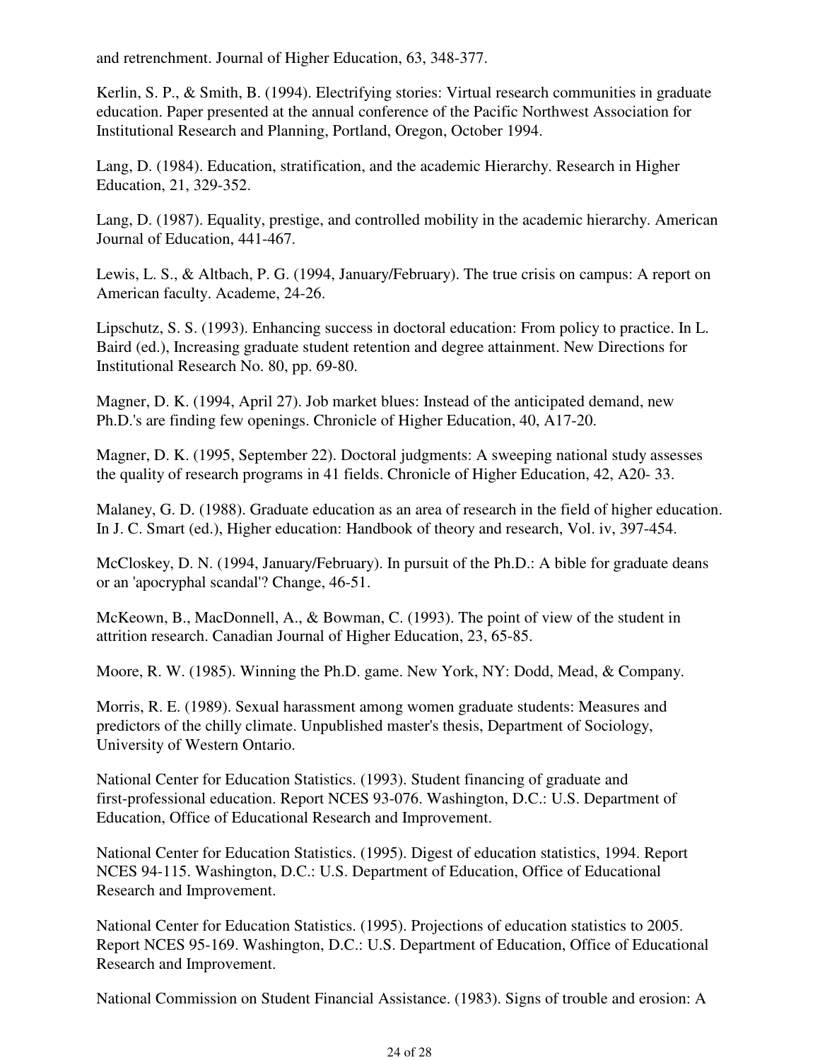and retrenchment. Journal of Higher Education, 63, 348-377.

Kerlin, S. P., & Smith, B. (1994). Electrifying stories: Virtual research communities in graduate education. Paper presented at the annual conference of the Pacific Northwest Association for Institutional Research and Planning, Portland, Oregon, October 1994.

Lang, D. (1984). Education, stratification, and the academic Hierarchy. Research in Higher Education, 21, 329-352.

Lang, D. (1987). Equality, prestige, and controlled mobility in the academic hierarchy. American Journal of Education, 441-467.

Lewis, L. S., & Altbach, P. G. (1994, January/February). The true crisis on campus: A report on American faculty. Academe, 24-26.

Lipschutz, S. S. (1993). Enhancing success in doctoral education: From policy to practice. In L. Baird (ed.), Increasing graduate student retention and degree attainment. New Directions for Institutional Research No. 80, pp. 69-80.

Magner, D. K. (1994, April 27). Job market blues: Instead of the anticipated demand, new Ph.D.'s are finding few openings. Chronicle of Higher Education, 40, A17-20.

Magner, D. K. (1995, September 22). Doctoral judgments: A sweeping national study assesses the quality of research programs in 41 fields. Chronicle of Higher Education, 42, A20- 33.

Malaney, G. D. (1988). Graduate education as an area of research in the field of higher education. In J. C. Smart (ed.), Higher education: Handbook of theory and research, Vol. iv, 397-454.

McCloskey, D. N. (1994, January/February). In pursuit of the Ph.D.: A bible for graduate deans or an 'apocryphal scandal'? Change, 46-51.

McKeown, B., MacDonnell, A., & Bowman, C. (1993). The point of view of the student in attrition research. Canadian Journal of Higher Education, 23, 65-85.

Moore, R. W. (1985). Winning the Ph.D. game. New York, NY: Dodd, Mead, & Company.

Morris, R. E. (1989). Sexual harassment among women graduate students: Measures and predictors of the chilly climate. Unpublished master's thesis, Department of Sociology, University of Western Ontario.

National Center for Education Statistics. (1993). Student financing of graduate and first-professional education. Report NCES 93-076. Washington, D.C.: U.S. Department of Education, Office of Educational Research and Improvement.

National Center for Education Statistics. (1995). Digest of education statistics, 1994. Report NCES 94-115. Washington, D.C.: U.S. Department of Education, Office of Educational Research and Improvement.

National Center for Education Statistics. (1995). Projections of education statistics to 2005. Report NCES 95-169. Washington, D.C.: U.S. Department of Education, Office of Educational Research and Improvement.

National Commission on Student Financial Assistance. (1983). Signs of trouble and erosion: A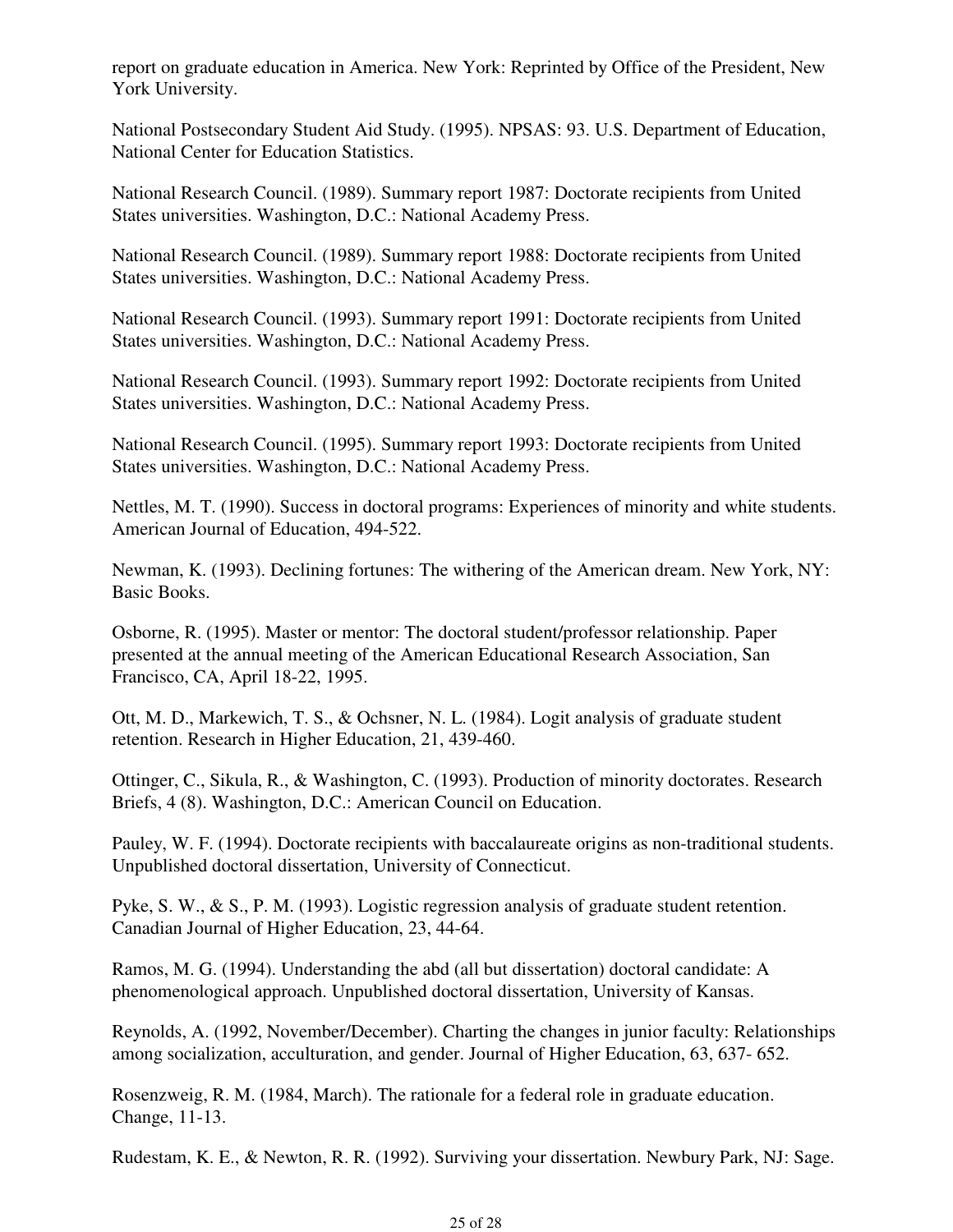report on graduate education in America. New York: Reprinted by Office of the President, New York University.

National Postsecondary Student Aid Study. (1995). NPSAS: 93. U.S. Department of Education, National Center for Education Statistics.

National Research Council. (1989). Summary report 1987: Doctorate recipients from United States universities. Washington, D.C.: National Academy Press.

National Research Council. (1989). Summary report 1988: Doctorate recipients from United States universities. Washington, D.C.: National Academy Press.

National Research Council. (1993). Summary report 1991: Doctorate recipients from United States universities. Washington, D.C.: National Academy Press.

National Research Council. (1993). Summary report 1992: Doctorate recipients from United States universities. Washington, D.C.: National Academy Press.

National Research Council. (1995). Summary report 1993: Doctorate recipients from United States universities. Washington, D.C.: National Academy Press.

Nettles, M. T. (1990). Success in doctoral programs: Experiences of minority and white students. American Journal of Education, 494-522.

Newman, K. (1993). Declining fortunes: The withering of the American dream. New York, NY: Basic Books.

Osborne, R. (1995). Master or mentor: The doctoral student/professor relationship. Paper presented at the annual meeting of the American Educational Research Association, San Francisco, CA, April 18-22, 1995.

Ott, M. D., Markewich, T. S., & Ochsner, N. L. (1984). Logit analysis of graduate student retention. Research in Higher Education, 21, 439-460.

Ottinger, C., Sikula, R., & Washington, C. (1993). Production of minority doctorates. Research Briefs, 4 (8). Washington, D.C.: American Council on Education.

Pauley, W. F. (1994). Doctorate recipients with baccalaureate origins as non-traditional students. Unpublished doctoral dissertation, University of Connecticut.

Pyke, S. W., & S., P. M. (1993). Logistic regression analysis of graduate student retention. Canadian Journal of Higher Education, 23, 44-64.

Ramos, M. G. (1994). Understanding the abd (all but dissertation) doctoral candidate: A phenomenological approach. Unpublished doctoral dissertation, University of Kansas.

Reynolds, A. (1992, November/December). Charting the changes in junior faculty: Relationships among socialization, acculturation, and gender. Journal of Higher Education, 63, 637- 652.

Rosenzweig, R. M. (1984, March). The rationale for a federal role in graduate education. Change, 11-13.

Rudestam, K. E., & Newton, R. R. (1992). Surviving your dissertation. Newbury Park, NJ: Sage.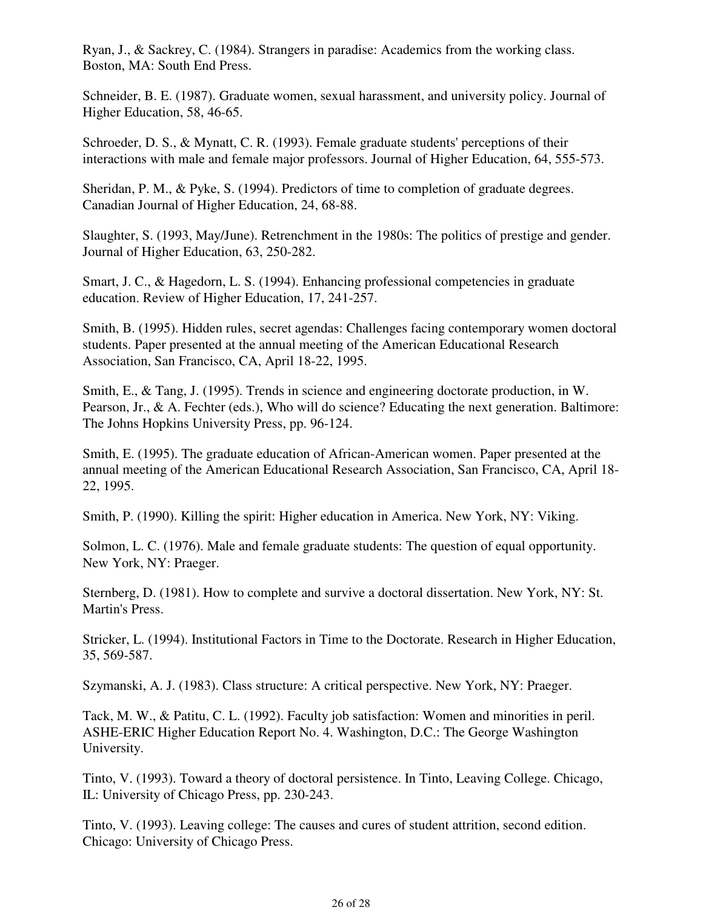Ryan, J., & Sackrey, C. (1984). Strangers in paradise: Academics from the working class. Boston, MA: South End Press.

Schneider, B. E. (1987). Graduate women, sexual harassment, and university policy. Journal of Higher Education, 58, 46-65.

Schroeder, D. S., & Mynatt, C. R. (1993). Female graduate students' perceptions of their interactions with male and female major professors. Journal of Higher Education, 64, 555-573.

Sheridan, P. M., & Pyke, S. (1994). Predictors of time to completion of graduate degrees. Canadian Journal of Higher Education, 24, 68-88.

Slaughter, S. (1993, May/June). Retrenchment in the 1980s: The politics of prestige and gender. Journal of Higher Education, 63, 250-282.

Smart, J. C., & Hagedorn, L. S. (1994). Enhancing professional competencies in graduate education. Review of Higher Education, 17, 241-257.

Smith, B. (1995). Hidden rules, secret agendas: Challenges facing contemporary women doctoral students. Paper presented at the annual meeting of the American Educational Research Association, San Francisco, CA, April 18-22, 1995.

Smith, E., & Tang, J. (1995). Trends in science and engineering doctorate production, in W. Pearson, Jr., & A. Fechter (eds.), Who will do science? Educating the next generation. Baltimore: The Johns Hopkins University Press, pp. 96-124.

Smith, E. (1995). The graduate education of African-American women. Paper presented at the annual meeting of the American Educational Research Association, San Francisco, CA, April 18-22, 1995.

Smith, P. (1990). Killing the spirit: Higher education in America. New York, NY: Viking.

Solmon, L. C. (1976). Male and female graduate students: The question of equal opportunity. New York, NY: Praeger.

Sternberg, D. (1981). How to complete and survive a doctoral dissertation. New York, NY: St. Martin's Press.

Stricker, L. (1994). Institutional Factors in Time to the Doctorate. Research in Higher Education, 35, 569-587.

Szymanski, A. J. (1983). Class structure: A critical perspective. New York, NY: Praeger.

Tack, M. W., & Patitu, C. L. (1992). Faculty job satisfaction: Women and minorities in peril. ASHE-ERIC Higher Education Report No. 4. Washington, D.C.: The George Washington University.

Tinto, V. (1993). Toward a theory of doctoral persistence. In Tinto, Leaving College. Chicago, IL: University of Chicago Press, pp. 230-243.

Tinto, V. (1993). Leaving college: The causes and cures of student attrition, second edition. Chicago: University of Chicago Press.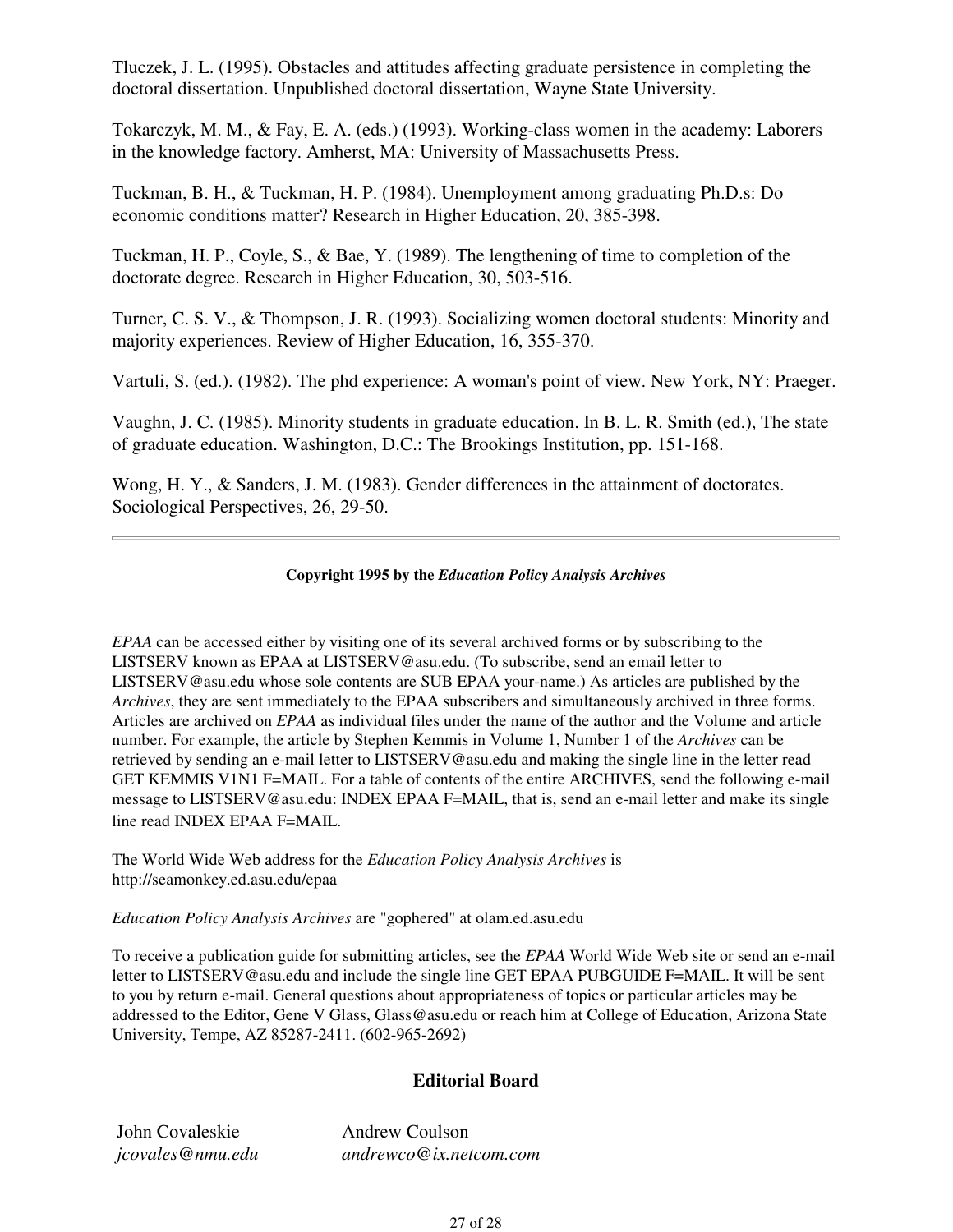Tluczek, J. L. (1995). Obstacles and attitudes affecting graduate persistence in completing the doctoral dissertation. Unpublished doctoral dissertation, Wayne State University.

Tokarczyk, M. M., & Fay, E. A. (eds.) (1993). Working-class women in the academy: Laborers in the knowledge factory. Amherst, MA: University of Massachusetts Press.

Tuckman, B. H., & Tuckman, H. P. (1984). Unemployment among graduating Ph.D.s: Do economic conditions matter? Research in Higher Education, 20, 385-398.

Tuckman, H. P., Coyle, S., & Bae, Y. (1989). The lengthening of time to completion of the doctorate degree. Research in Higher Education, 30, 503-516.

Turner, C. S. V., & Thompson, J. R. (1993). Socializing women doctoral students: Minority and majority experiences. Review of Higher Education, 16, 355-370.

Vartuli, S. (ed.). (1982). The phd experience: A woman's point of view. New York, NY: Praeger.

Vaughn, J. C. (1985). Minority students in graduate education. In B. L. R. Smith (ed.), The state of graduate education. Washington, D.C.: The Brookings Institution, pp. 151-168.

Wong, H. Y., & Sanders, J. M. (1983). Gender differences in the attainment of doctorates. Sociological Perspectives, 26, 29-50.

---

**Copyright 1995 by the *Education Policy Analysis Archives***

*EPAA* can be accessed either by visiting one of its several archived forms or by subscribing to the LISTSERV known as EPAA at LISTSERV@asu.edu. (To subscribe, send an email letter to LISTSERV@asu.edu whose sole contents are SUB EPAA your-name.) As articles are published by the *Archives*, they are sent immediately to the EPAA subscribers and simultaneously archived in three forms. Articles are archived on *EPAA* as individual files under the name of the author and the Volume and article number. For example, the article by Stephen Kemmis in Volume 1, Number 1 of the *Archives* can be retrieved by sending an e-mail letter to LISTSERV@asu.edu and making the single line in the letter read GET KEMMIS V1N1 F=MAIL. For a table of contents of the entire ARCHIVES, send the following e-mail message to LISTSERV@asu.edu: INDEX EPAA F=MAIL, that is, send an e-mail letter and make its single line read INDEX EPAA F=MAIL.

The World Wide Web address for the *Education Policy Analysis Archives* is http://seamonkey.ed.asu.edu/epaa

*Education Policy Analysis Archives* are "gophered" at olam.ed.asu.edu

To receive a publication guide for submitting articles, see the *EPAA* World Wide Web site or send an e-mail letter to LISTSERV@asu.edu and include the single line GET EPAA PUBGUIDE F=MAIL. It will be sent to you by return e-mail. General questions about appropriateness of topics or particular articles may be addressed to the Editor, Gene V Glass, Glass@asu.edu or reach him at College of Education, Arizona State University, Tempe, AZ 85287-2411. (602-965-2692)

## Editorial Board

| | |
|---|---|
| John Covaleskie<br>*jcovales@nmu.edu* | Andrew Coulson<br>*andrewco@ix.netcom.com* |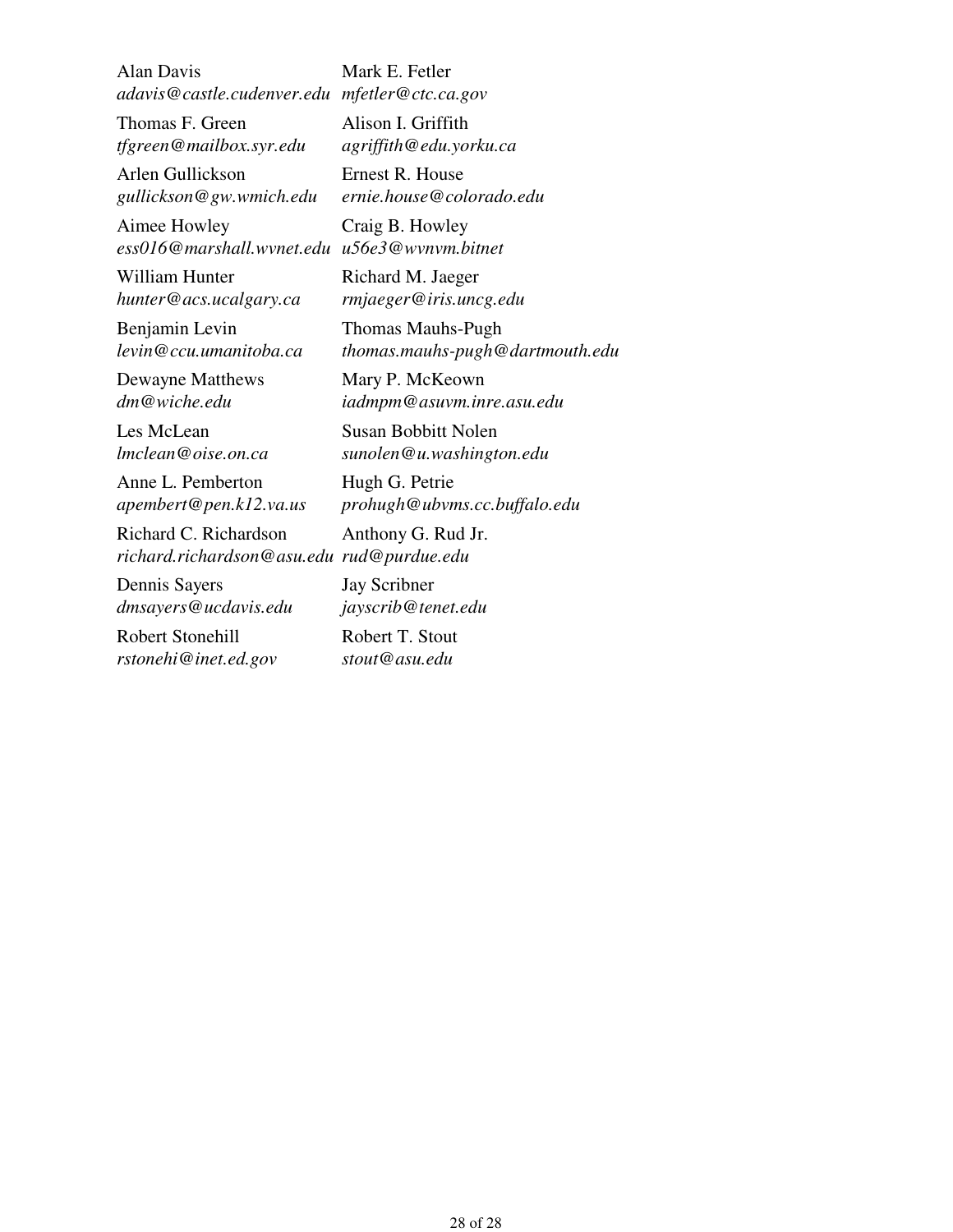Alan Davis
*adavis@castle.cudenver.edu*

Mark E. Fetler
*mfetler@ctc.ca.gov*

Thomas F. Green
*tfgreen@mailbox.syr.edu*

Alison I. Griffith
*agriffith@edu.yorku.ca*

Arlen Gullickson
*gullickson@gw.wmich.edu*

Ernest R. House
*ernie.house@colorado.edu*

Aimee Howley
*ess016@marshall.wvnet.edu*

Craig B. Howley
*u56e3@wvnvm.bitnet*

William Hunter
*hunter@acs.ucalgary.ca*

Richard M. Jaeger
*rmjaeger@iris.uncg.edu*

Benjamin Levin
*levin@ccu.umanitoba.ca*

Thomas Mauhs-Pugh
*thomas.mauhs-pugh@dartmouth.edu*

Dewayne Matthews
*dm@wiche.edu*

Mary P. McKeown
*iadmpm@asuvm.inre.asu.edu*

Les McLean
*lmclean@oise.on.ca*

Susan Bobbitt Nolen
*sunolen@u.washington.edu*

Anne L. Pemberton
*apembert@pen.k12.va.us*

Hugh G. Petrie
*prohugh@ubvms.cc.buffalo.edu*

Richard C. Richardson
*richard.richardson@asu.edu*

Anthony G. Rud Jr.
*rud@purdue.edu*

Dennis Sayers
*dmsayers@ucdavis.edu*

Jay Scribner
*jayscrib@tenet.edu*

Robert Stonehill
*rstonehi@inet.ed.gov*

Robert T. Stout
*stout@asu.edu*